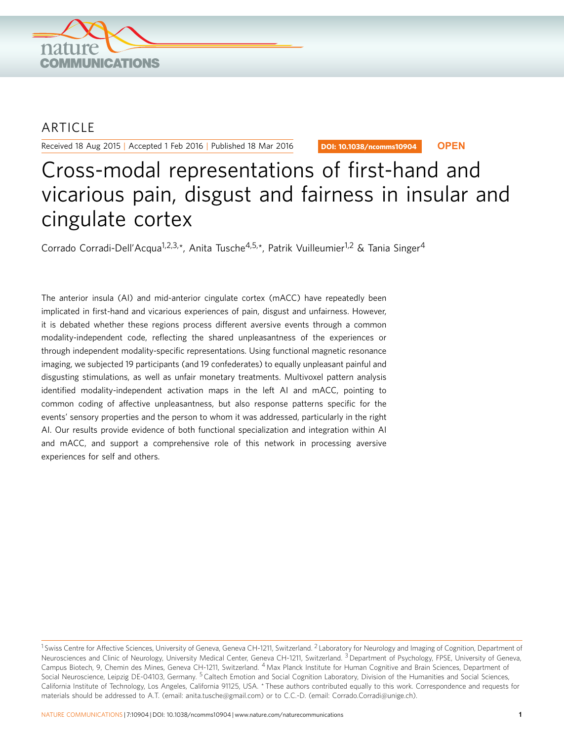ARTICLE

Received 18 Aug 2015 | Accepted 1 Feb 2016 | Published 18 Mar 2016

DOI: 10.1038/ncomms10904 **OPEN**

# Cross-modal representations of first-hand and vicarious pain, disgust and fairness in insular and cingulate cortex

Corrado Corradi-Dell'Acqua[1,2,3,*], Anita Tusche[4,5,*], Patrik Vuilleumier[1,2] & Tania Singer[4]

The anterior insula (AI) and mid-anterior cingulate cortex (mACC) have repeatedly been implicated in first-hand and vicarious experiences of pain, disgust and unfairness. However, it is debated whether these regions process different aversive events through a common modality-independent code, reflecting the shared unpleasantness of the experiences or through independent modality-specific representations. Using functional magnetic resonance imaging, we subjected 19 participants (and 19 confederates) to equally unpleasant painful and disgusting stimulations, as well as unfair monetary treatments. Multivoxel pattern analysis identified modality-independent activation maps in the left AI and mACC, pointing to common coding of affective unpleasantness, but also response patterns specific for the events' sensory properties and the person to whom it was addressed, particularly in the right AI. Our results provide evidence of both functional specialization and integration within AI and mACC, and support a comprehensive role of this network in processing aversive experiences for self and others.

---

[1] Swiss Centre for Affective Sciences, University of Geneva, Geneva CH-1211, Switzerland. [2] Laboratory for Neurology and Imaging of Cognition, Department of Neurosciences and Clinic of Neurology, University Medical Center, Geneva CH-1211, Switzerland. [3] Department of Psychology, FPSE, University of Geneva, Campus Biotech, 9, Chemin des Mines, Geneva CH-1211, Switzerland. [4] Max Planck Institute for Human Cognitive and Brain Sciences, Department of Social Neuroscience, Leipzig DE-04103, Germany. [5] Caltech Emotion and Social Cognition Laboratory, Division of the Humanities and Social Sciences, California Institute of Technology, Los Angeles, California 91125, USA. * These authors contributed equally to this work. Correspondence and requests for materials should be addressed to A.T. (email: anita.tusche@gmail.com) or to C.C.-D. (email: Corrado.Corradi@unige.ch).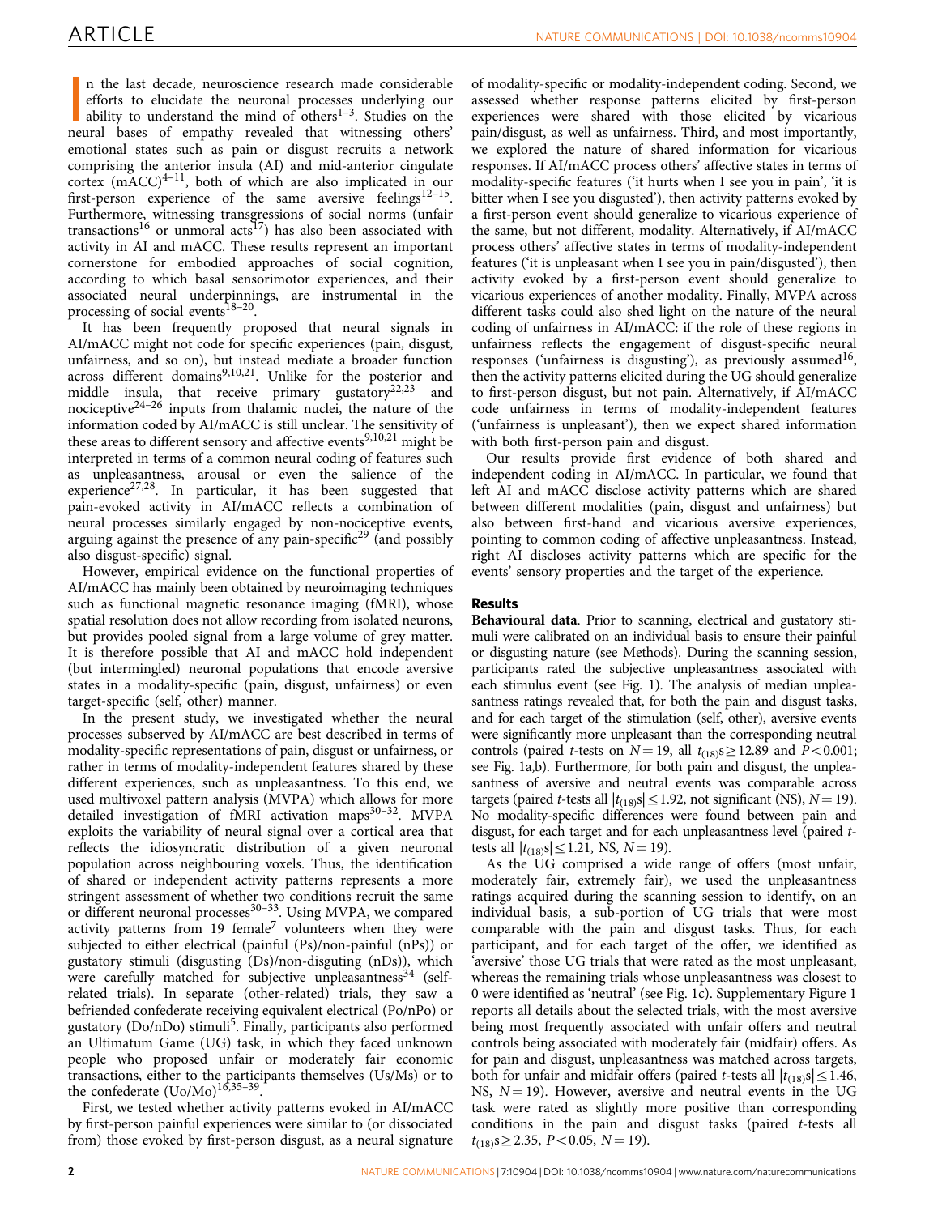In the last decade, neuroscience research made considerable efforts to elucidate the neuronal processes underlying our ability to understand the mind of others[1–3]. Studies on the neural bases of empathy revealed that witnessing others' emotional states such as pain or disgust recruits a network comprising the anterior insula (AI) and mid-anterior cingulate cortex (mACC)[4–11], both of which are also implicated in our first-person experience of the same aversive feelings[12–15]. Furthermore, witnessing transgressions of social norms (unfair transactions[16] or unmoral acts[17]) has also been associated with activity in AI and mACC. These results represent an important cornerstone for embodied approaches of social cognition, according to which basal sensorimotor experiences, and their associated neural underpinnings, are instrumental in the processing of social events[18–20].

It has been frequently proposed that neural signals in AI/mACC might not code for specific experiences (pain, disgust, unfairness, and so on), but instead mediate a broader function across different domains[9,10,21]. Unlike for the posterior and middle insula, that receive primary gustatory[22,23] and nociceptive[24–26] inputs from thalamic nuclei, the nature of the information coded by AI/mACC is still unclear. The sensitivity of these areas to different sensory and affective events[9,10,21] might be interpreted in terms of a common neural coding of features such as unpleasantness, arousal or even the salience of the experience[27,28]. In particular, it has been suggested that pain-evoked activity in AI/mACC reflects a combination of neural processes similarly engaged by non-nociceptive events, arguing against the presence of any pain-specific[29] (and possibly also disgust-specific) signal.

However, empirical evidence on the functional properties of AI/mACC has mainly been obtained by neuroimaging techniques such as functional magnetic resonance imaging (fMRI), whose spatial resolution does not allow recording from isolated neurons, but provides pooled signal from a large volume of grey matter. It is therefore possible that AI and mACC hold independent (but intermingled) neuronal populations that encode aversive states in a modality-specific (pain, disgust, unfairness) or even target-specific (self, other) manner.

In the present study, we investigated whether the neural processes subserved by AI/mACC are best described in terms of modality-specific representations of pain, disgust or unfairness, or rather in terms of modality-independent features shared by these different experiences, such as unpleasantness. To this end, we used multivoxel pattern analysis (MVPA) which allows for more detailed investigation of fMRI activation maps[30–32]. MVPA exploits the variability of neural signal over a cortical area that reflects the idiosyncratic distribution of a given neuronal population across neighbouring voxels. Thus, the identification of shared or independent activity patterns represents a more stringent assessment of whether two conditions recruit the same or different neuronal processes[30–33]. Using MVPA, we compared activity patterns from 19 female[7] volunteers when they were subjected to either electrical (painful (Ps)/non-painful (nPs)) or gustatory stimuli (disgusting (Ds)/non-disgusting (nDs)), which were carefully matched for subjective unpleasantness[34] (self-related trials). In separate (other-related) trials, they saw a befriended confederate receiving equivalent electrical (Po/nPo) or gustatory (Do/nDo) stimuli[5]. Finally, participants also performed an Ultimatum Game (UG) task, in which they faced unknown people who proposed unfair or moderately fair economic transactions, either to the participants themselves (Us/Ms) or to the confederate (Uo/Mo)[16,35–39].

First, we tested whether activity patterns evoked in AI/mACC by first-person painful experiences were similar to (or dissociated from) those evoked by first-person disgust, as a neural signature of modality-specific or modality-independent coding. Second, we assessed whether response patterns elicited by first-person experiences were shared with those elicited by vicarious pain/disgust, as well as unfairness. Third, and most importantly, we explored the nature of shared information for vicarious responses. If AI/mACC process others' affective states in terms of modality-specific features ('it hurts when I see you in pain', 'it is bitter when I see you disgusted'), then activity patterns evoked by a first-person event should generalize to vicarious experience of the same, but not different, modality. Alternatively, if AI/mACC process others' affective states in terms of modality-independent features ('it is unpleasant when I see you in pain/disgusted'), then activity evoked by a first-person event should generalize to vicarious experiences of another modality. Finally, MVPA across different tasks could also shed light on the nature of the neural coding of unfairness in AI/mACC: if the role of these regions in unfairness reflects the engagement of disgust-specific neural responses ('unfairness is disgusting'), as previously assumed[16], then the activity patterns elicited during the UG should generalize to first-person disgust, but not pain. Alternatively, if AI/mACC code unfairness in terms of modality-independent features ('unfairness is unpleasant'), then we expect shared information with both first-person pain and disgust.

Our results provide first evidence of both shared and independent coding in AI/mACC. In particular, we found that left AI and mACC disclose activity patterns which are shared between different modalities (pain, disgust and unfairness) but also between first-hand and vicarious aversive experiences, pointing to common coding of affective unpleasantness. Instead, right AI discloses activity patterns which are specific for the events' sensory properties and the target of the experience.

## Results

**Behavioural data**. Prior to scanning, electrical and gustatory stimuli were calibrated on an individual basis to ensure their painful or disgusting nature (see Methods). During the scanning session, participants rated the subjective unpleasantness associated with each stimulus event (see Fig. 1). The analysis of median unpleasantness ratings revealed that, for both the pain and disgust tasks, and for each target of the stimulation (self, other), aversive events were significantly more unpleasant than the corresponding neutral controls (paired *t*-tests on $N = 19$, all $t_{(18)}\text{s} \geq 12.89$ and $P < 0.001$; see Fig. 1a,b). Furthermore, for both pain and disgust, the unpleasantness of aversive and neutral events was comparable across targets (paired *t*-tests all $|t_{(18)}\text{s}| \leq 1.92$, not significant (NS), $N = 19$). No modality-specific differences were found between pain and disgust, for each target and for each unpleasantness level (paired *t*-tests all $|t_{(18)}\text{s}| \leq 1.21$, NS, $N = 19$).

As the UG comprised a wide range of offers (most unfair, moderately fair, extremely fair), we used the unpleasantness ratings acquired during the scanning session to identify, on an individual basis, a sub-portion of UG trials that were most comparable with the pain and disgust tasks. Thus, for each participant, and for each target of the offer, we identified as 'aversive' those UG trials that were rated as the most unpleasant, whereas the remaining trials whose unpleasantness was closest to 0 were identified as 'neutral' (see Fig. 1c). Supplementary Figure 1 reports all details about the selected trials, with the most aversive being most frequently associated with unfair offers and neutral controls being associated with moderately fair (midfair) offers. As for pain and disgust, unpleasantness was matched across targets, both for unfair and midfair offers (paired *t*-tests all $|t_{(18)}\text{s}| \leq 1.46$, NS, $N = 19$). However, aversive and neutral events in the UG task were rated as slightly more positive than corresponding conditions in the pain and disgust tasks (paired *t*-tests all $t_{(18)}\text{s} \geq 2.35$, $P < 0.05$, $N = 19$).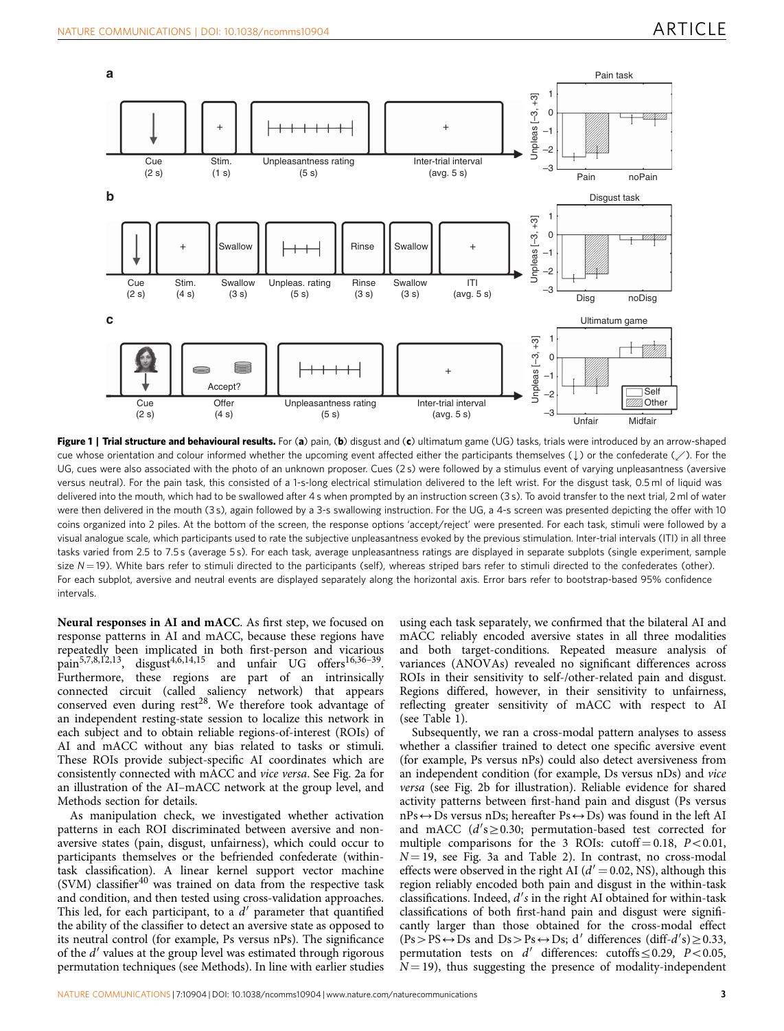**Figure 1 | Trial structure and behavioural results.** For (**a**) pain, (**b**) disgust and (**c**) ultimatum game (UG) tasks, trials were introduced by an arrow-shaped cue whose orientation and colour informed whether the upcoming event affected either the participants themselves (↓) or the confederate (↙). For the UG, cues were also associated with the photo of an unknown proposer. Cues (2 s) were followed by a stimulus event of varying unpleasantness (aversive versus neutral). For the pain task, this consisted of a 1-s-long electrical stimulation delivered to the left wrist. For the disgust task, 0.5 ml of liquid was delivered into the mouth, which had to be swallowed after 4 s when prompted by an instruction screen (3 s). To avoid transfer to the next trial, 2 ml of water were then delivered in the mouth (3 s), again followed by a 3-s swallowing instruction. For the UG, a 4-s screen was presented depicting the offer with 10 coins organized into 2 piles. At the bottom of the screen, the response options 'accept/reject' were presented. For each task, stimuli were followed by a visual analogue scale, which participants used to rate the subjective unpleasantness evoked by the previous stimulation. Inter-trial intervals (ITI) in all three tasks varied from 2.5 to 7.5 s (average 5 s). For each task, average unpleasantness ratings are displayed in separate subplots (single experiment, sample size N = 19). White bars refer to stimuli directed to the participants (self), whereas striped bars refer to stimuli directed to the confederates (other). For each subplot, aversive and neutral events are displayed separately along the horizontal axis. Error bars refer to bootstrap-based 95% confidence intervals.

**Neural responses in AI and mACC.** As first step, we focused on response patterns in AI and mACC, because these regions have repeatedly been implicated in both first-person and vicarious pain[5,7,8,12,13], disgust[4,6,14,15] and unfair UG offers[16,36–39]. Furthermore, these regions are part of an intrinsically connected circuit (called saliency network) that appears conserved even during rest[28]. We therefore took advantage of an independent resting-state session to localize this network in each subject and to obtain reliable regions-of-interest (ROIs) of AI and mACC without any bias related to tasks or stimuli. These ROIs provide subject-specific AI coordinates which are consistently connected with mACC and *vice versa*. See Fig. 2a for an illustration of the AI–mACC network at the group level, and Methods section for details.

As manipulation check, we investigated whether activation patterns in each ROI discriminated between aversive and non-aversive states (pain, disgust, unfairness), which could occur to participants themselves or the befriended confederate (within-task classification). A linear kernel support vector machine (SVM) classifier[40] was trained on data from the respective task and condition, and then tested using cross-validation approaches. This led, for each participant, to a $d'$ parameter that quantified the ability of the classifier to detect an aversive state as opposed to its neutral control (for example, Ps versus nPs). The significance of the $d'$ values at the group level was estimated through rigorous permutation techniques (see Methods). In line with earlier studies using each task separately, we confirmed that the bilateral AI and mACC reliably encoded aversive states in all three modalities and both target-conditions. Repeated measure analysis of variances (ANOVAs) revealed no significant differences across ROIs in their sensitivity to self-/other-related pain and disgust. Regions differed, however, in their sensitivity to unfairness, reflecting greater sensitivity of mACC with respect to AI (see Table 1).

Subsequently, we ran a cross-modal pattern analyses to assess whether a classifier trained to detect one specific aversive event (for example, Ps versus nPs) could also detect aversiveness from an independent condition (for example, Ds versus nDs) and *vice versa* (see Fig. 2b for illustration). Reliable evidence for shared activity patterns between first-hand pain and disgust (Ps versus nPs↔Ds versus nDs; hereafter Ps↔Ds) was found in the left AI and mACC ($d'$s $\geq$ 0.30; permutation-based test corrected for multiple comparisons for the 3 ROIs: cutoff = 0.18, $P<0.01$, $N=19$, see Fig. 3a and Table 2). In contrast, no cross-modal effects were observed in the right AI ($d'=0.02$, NS), although this region reliably encoded both pain and disgust in the within-task classifications. Indeed, $d'$s in the right AI obtained for within-task classifications of both first-hand pain and disgust were significantly larger than those obtained for the cross-modal effect (Ps > PS↔Ds and Ds > Ps↔Ds; $d'$ differences (diff-$d'$s) $\geq$ 0.33, permutation tests on $d'$ differences: cutoffs $\leq$ 0.29, $P<0.05$, $N=19$), thus suggesting the presence of modality-independent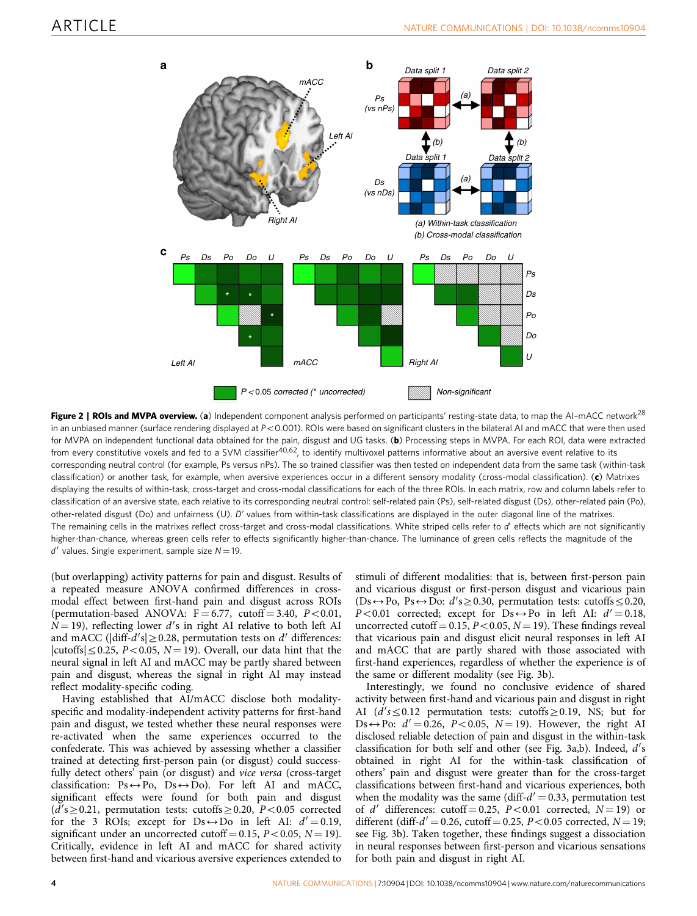**Figure 2 | ROIs and MVPA overview.** (**a**) Independent component analysis performed on participants' resting-state data, to map the AI–mACC network[28] in an unbiased manner (surface rendering displayed at $P<0.001$). ROIs were based on significant clusters in the bilateral AI and mACC that were then used for MVPA on independent functional data obtained for the pain, disgust and UG tasks. (**b**) Processing steps in MVPA. For each ROI, data were extracted from every constitutive voxels and fed to a SVM classifier[40,62], to identify multivoxel patterns informative about an aversive event relative to its corresponding neutral control (for example, Ps versus nPs). The so trained classifier was then tested on independent data from the same task (within-task classification) or another task, for example, when aversive experiences occur in a different sensory modality (cross-modal classification). (**c**) Matrixes displaying the results of within-task, cross-target and cross-modal classifications for each of the three ROIs. In each matrix, row and column labels refer to classification of an aversive state, each relative to its corresponding neutral control: self-related pain (Ps), self-related disgust (Ds), other-related pain (Po), other-related disgust (Do) and unfairness (U). $D'$ values from within-task classifications are displayed in the outer diagonal line of the matrixes. The remaining cells in the matrixes reflect cross-target and cross-modal classifications. White striped cells refer to $d'$ effects which are not significantly higher-than-chance, whereas green cells refer to effects significantly higher-than-chance. The luminance of green cells reflects the magnitude of the $d'$ values. Single experiment, sample size $N=19$.

(but overlapping) activity patterns for pain and disgust. Results of a repeated measure ANOVA confirmed differences in cross-modal effect between first-hand pain and disgust across ROIs (permutation-based ANOVA: $F=6.77$, cutoff $=3.40$, $P<0.01$, $N=19$), reflecting lower $d'$s in right AI relative to both left AI and mACC (|diff-$d'$s| $\geq 0.28$, permutation tests on $d'$ differences: |cutoffs| $\leq 0.25$, $P<0.05$, $N=19$). Overall, our data hint that the neural signal in left AI and mACC may be partly shared between pain and disgust, whereas the signal in right AI may instead reflect modality-specific coding.

Having established that AI/mACC disclose both modality-specific and modality-independent activity patterns for first-hand pain and disgust, we tested whether these neural responses were re-activated when the same experiences occurred to the confederate. This was achieved by assessing whether a classifier trained at detecting first-person pain (or disgust) could successfully detect others' pain (or disgust) and *vice versa* (cross-target classification: Ps$\leftrightarrow$Po, Ds$\leftrightarrow$Do). For left AI and mACC, significant effects were found for both pain and disgust ($d'$s $\geq 0.21$, permutation tests: cutoffs $\geq 0.20$, $P<0.05$ corrected for the 3 ROIs; except for Ds$\leftrightarrow$Do in left AI: $d'=0.19$, significant under an uncorrected cutoff $=0.15$, $P<0.05$, $N=19$). Critically, evidence in left AI and mACC for shared activity between first-hand and vicarious aversive experiences extended to stimuli of different modalities: that is, between first-person pain and vicarious disgust or first-person disgust and vicarious pain (Ds$\leftrightarrow$Po, Ps$\leftrightarrow$Do: $d'$s $\geq 0.30$, permutation tests: cutoffs $\leq 0.20$, $P<0.01$ corrected; except for Ds$\leftrightarrow$Po in left AI: $d'=0.18$, uncorrected cutoff $=0.15$, $P<0.05$, $N=19$). These findings reveal that vicarious pain and disgust elicit neural responses in left AI and mACC that are partly shared with those associated with first-hand experiences, regardless of whether the experience is of the same or different modality (see Fig. 3b).

Interestingly, we found no conclusive evidence of shared activity between first-hand and vicarious pain and disgust in right AI ($d'$s $\leq 0.12$ permutation tests: cutoffs $\geq 0.19$, NS; but for Ds$\leftrightarrow$Po: $d'=0.26$, $P<0.05$, $N=19$). However, the right AI disclosed reliable detection of pain and disgust in the within-task classification for both self and other (see Fig. 3a,b). Indeed, $d'$s obtained in right AI for the within-task classification of others' pain and disgust were greater than for the cross-target classifications between first-hand and vicarious experiences, both when the modality was the same (diff-$d'=0.33$, permutation test of $d'$ differences: cutoff $=0.25$, $P<0.01$ corrected, $N=19$) or different (diff-$d'=0.26$, cutoff $=0.25$, $P<0.05$ corrected, $N=19$; see Fig. 3b). Taken together, these findings suggest a dissociation in neural responses between first-person and vicarious sensations for both pain and disgust in right AI.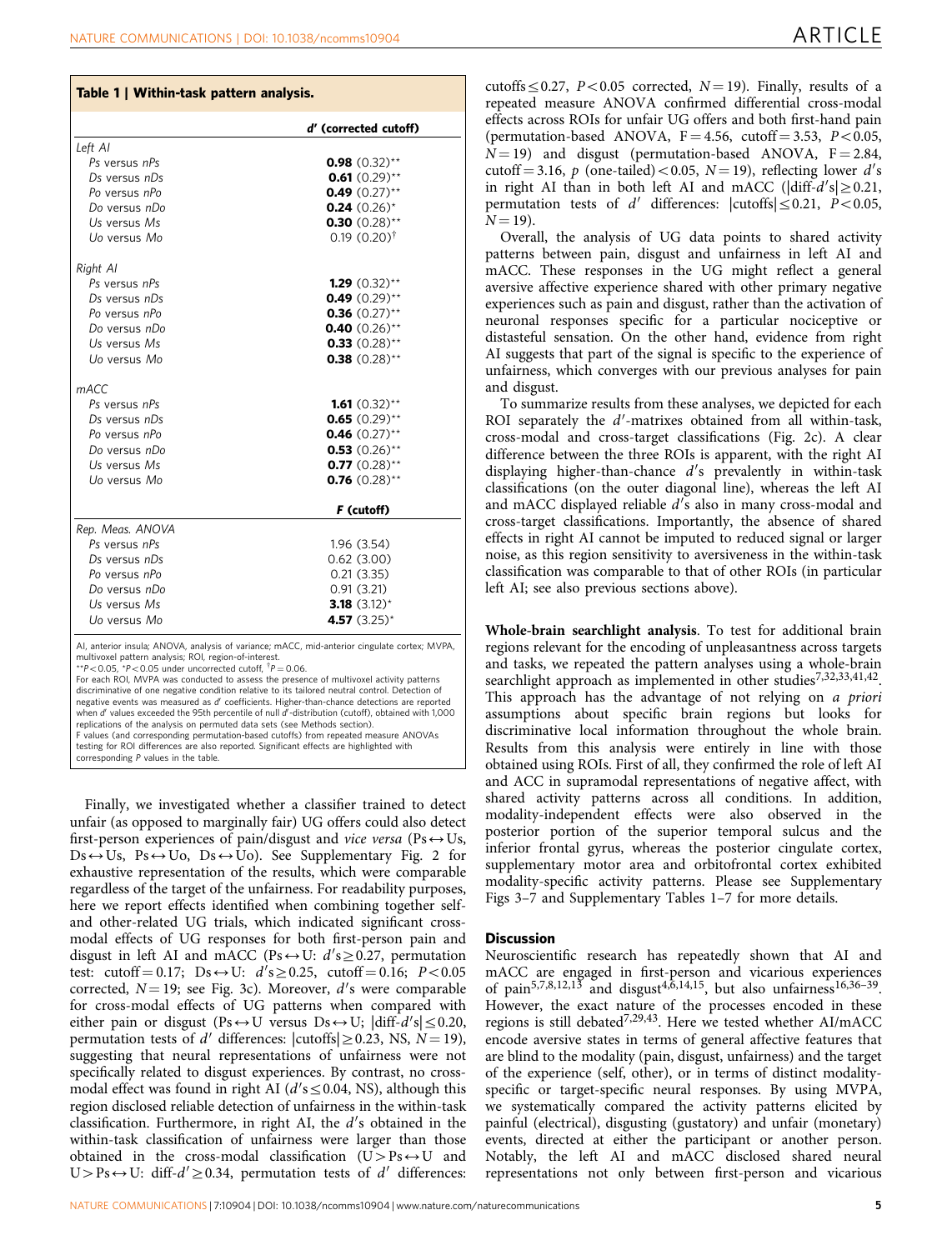**Table 1 | Within-task pattern analysis.**

| | $d'$ (corrected cutoff) |
|---|---|
| *Left AI* | |
| *Ps* versus *nPs* | **0.98** (0.32)** |
| *Ds* versus *nDs* | **0.61** (0.29)** |
| *Po* versus *nPo* | **0.49** (0.27)** |
| *Do* versus *nDo* | **0.24** (0.26)* |
| *Us* versus *Ms* | **0.30** (0.28)** |
| *Uo* versus *Mo* | 0.19 (0.20)† |
| *Right AI* | |
| *Ps* versus *nPs* | **1.29** (0.32)** |
| *Ds* versus *nDs* | **0.49** (0.29)** |
| *Po* versus *nPo* | **0.36** (0.27)** |
| *Do* versus *nDo* | **0.40** (0.26)** |
| *Us* versus *Ms* | **0.33** (0.28)** |
| *Uo* versus *Mo* | **0.38** (0.28)** |
| *mACC* | |
| *Ps* versus *nPs* | **1.61** (0.32)** |
| *Ds* versus *nDs* | **0.65** (0.29)** |
| *Po* versus *nPo* | **0.46** (0.27)** |
| *Do* versus *nDo* | **0.53** (0.26)** |
| *Us* versus *Ms* | **0.77** (0.28)** |
| *Uo* versus *Mo* | **0.76** (0.28)** |
| | ***F* (cutoff)** |
| *Rep. Meas. ANOVA* | |
| *Ps* versus *nPs* | 1.96 (3.54) |
| *Ds* versus *nDs* | 0.62 (3.00) |
| *Po* versus *nPo* | 0.21 (3.35) |
| *Do* versus *nDo* | 0.91 (3.21) |
| *Us* versus *Ms* | **3.18** (3.12)* |
| *Uo* versus *Mo* | **4.57** (3.25)* |

AI, anterior insula; ANOVA, analysis of variance; mACC, mid-anterior cingulate cortex; MVPA, multivoxel pattern analysis; ROI, region-of-interest.
**$P<0.05$, *$P<0.05$ under uncorrected cutoff, †$P=0.06$.
For each ROI, MVPA was conducted to assess the presence of multivoxel activity patterns discriminative of one negative condition relative to its tailored neutral control. Detection of negative events was measured as $d'$ coefficients. Higher-than-chance detections are reported when $d'$ values exceeded the 95th percentile of null $d'$-distribution (cutoff), obtained with 1,000 replications of the analysis on permuted data sets (see Methods section).
F values (and corresponding permutation-based cutoffs) from repeated measure ANOVAs testing for ROI differences are also reported. Significant effects are highlighted with corresponding P values in the table.

Finally, we investigated whether a classifier trained to detect unfair (as opposed to marginally fair) UG offers could also detect first-person experiences of pain/disgust and *vice versa* (Ps↔Us, Ds↔Us, Ps↔Uo, Ds↔Uo). See Supplementary Fig. 2 for exhaustive representation of the results, which were comparable regardless of the target of the unfairness. For readability purposes, here we report effects identified when combining together self- and other-related UG trials, which indicated significant cross-modal effects of UG responses for both first-person pain and disgust in left AI and mACC (Ps↔U: $d'\text{s}\geq 0.27$, permutation test: cutoff $=0.17$; Ds↔U: $d'\text{s}\geq 0.25$, cutoff $=0.16$; $P<0.05$ corrected, $N=19$; see Fig. 3c). Moreover, $d'$s were comparable for cross-modal effects of UG patterns when compared with either pain or disgust (Ps↔U versus Ds↔U; $|\text{diff-}d'\text{s}|\leq 0.20$, permutation tests of $d'$ differences: $|\text{cutoffs}|\geq 0.23$, NS, $N=19$), suggesting that neural representations of unfairness were not specifically related to disgust experiences. By contrast, no cross-modal effect was found in right AI ($d'\text{s}\leq 0.04$, NS), although this region disclosed reliable detection of unfairness in the within-task classification. Furthermore, in right AI, the $d'$s obtained in the within-task classification of unfairness were larger than those obtained in the cross-modal classification (U > Ps↔U and U > Ps↔U: diff-$d'\geq 0.34$, permutation tests of $d'$ differences: cutoffs $\leq 0.27$, $P<0.05$ corrected, $N=19$). Finally, results of a repeated measure ANOVA confirmed differential cross-modal effects across ROIs for unfair UG offers and both first-hand pain (permutation-based ANOVA, $F=4.56$, cutoff $=3.53$, $P<0.05$, $N=19$) and disgust (permutation-based ANOVA, $F=2.84$, cutoff $=3.16$, $p$ (one-tailed) $<0.05$, $N=19$), reflecting lower $d'$s in right AI than in both left AI and mACC ($|\text{diff-}d'\text{s}|\geq 0.21$, permutation tests of $d'$ differences: $|\text{cutoffs}|\leq 0.21$, $P<0.05$, $N=19$).

Overall, the analysis of UG data points to shared activity patterns between pain, disgust and unfairness in left AI and mACC. These responses in the UG might reflect a general aversive affective experience shared with other primary negative experiences such as pain and disgust, rather than the activation of neuronal responses specific for a particular nociceptive or distasteful sensation. On the other hand, evidence from right AI suggests that part of the signal is specific to the experience of unfairness, which converges with our previous analyses for pain and disgust.

To summarize results from these analyses, we depicted for each ROI separately the $d'$-matrixes obtained from all within-task, cross-modal and cross-target classifications (Fig. 2c). A clear difference between the three ROIs is apparent, with the right AI displaying higher-than-chance $d'$s prevalently in within-task classifications (on the outer diagonal line), whereas the left AI and mACC displayed reliable $d'$s also in many cross-modal and cross-target classifications. Importantly, the absence of shared effects in right AI cannot be imputed to reduced signal or larger noise, as this region sensitivity to aversiveness in the within-task classification was comparable to that of other ROIs (in particular left AI; see also previous sections above).

**Whole-brain searchlight analysis**. To test for additional brain regions relevant for the encoding of unpleasantness across targets and tasks, we repeated the pattern analyses using a whole-brain searchlight approach as implemented in other studies[7,32,33,41,42]. This approach has the advantage of not relying on *a priori* assumptions about specific brain regions but looks for discriminative local information throughout the whole brain. Results from this analysis were entirely in line with those obtained using ROIs. First of all, they confirmed the role of left AI and ACC in supramodal representations of negative affect, with shared activity patterns across all conditions. In addition, modality-independent effects were also observed in the posterior portion of the superior temporal sulcus and the inferior frontal gyrus, whereas the posterior cingulate cortex, supplementary motor area and orbitofrontal cortex exhibited modality-specific activity patterns. Please see Supplementary Figs 3–7 and Supplementary Tables 1–7 for more details.

## Discussion

Neuroscientific research has repeatedly shown that AI and mACC are engaged in first-person and vicarious experiences of pain[5,7,8,12,13] and disgust[4,6,14,15], but also unfairness[16,36–39]. However, the exact nature of the processes encoded in these regions is still debated[7,29,43]. Here we tested whether AI/mACC encode aversive states in terms of general affective features that are blind to the modality (pain, disgust, unfairness) and the target of the experience (self, other), or in terms of distinct modality-specific or target-specific neural responses. By using MVPA, we systematically compared the activity patterns elicited by painful (electrical), disgusting (gustatory) and unfair (monetary) events, directed at either the participant or another person. Notably, the left AI and mACC disclosed shared neural representations not only between first-person and vicarious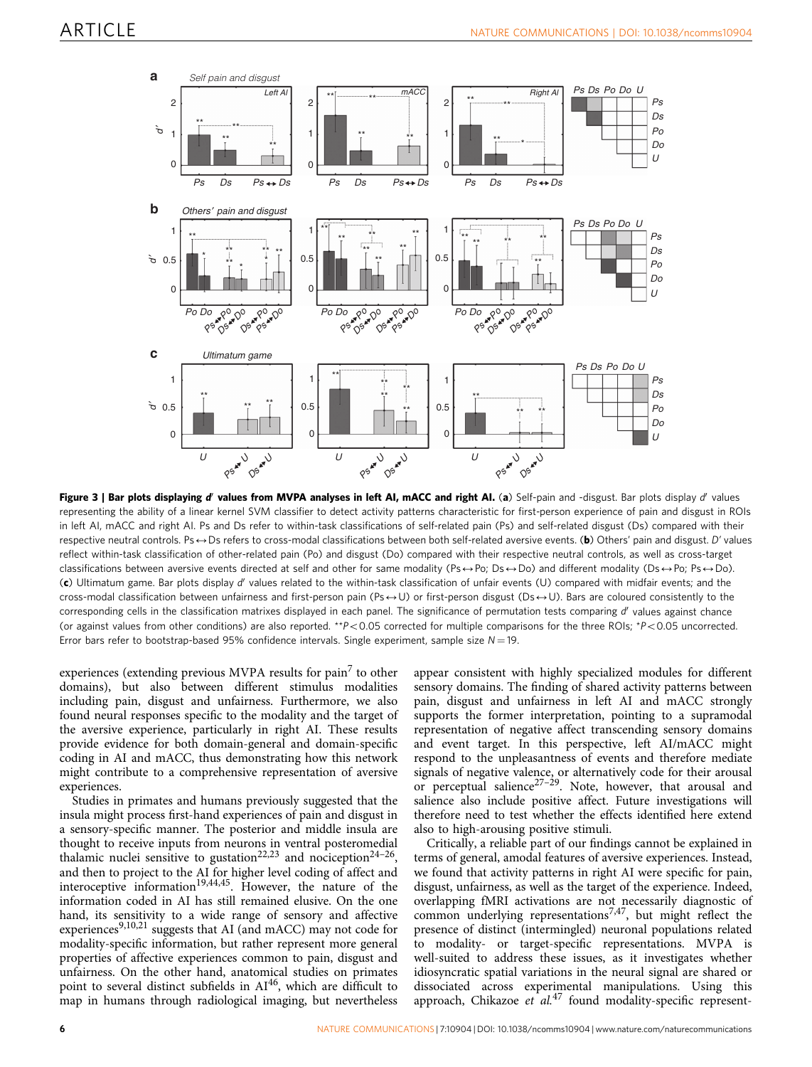**Figure 3 | Bar plots displaying $d'$ values from MVPA analyses in left AI, mACC and right AI.** (**a**) Self-pain and -disgust. Bar plots display $d'$ values representing the ability of a linear kernel SVM classifier to detect activity patterns characteristic for first-person experience of pain and disgust in ROIs in left AI, mACC and right AI. Ps and Ds refer to within-task classifications of self-related pain (Ps) and self-related disgust (Ds) compared with their respective neutral controls. Ps↔Ds refers to cross-modal classifications between both self-related aversive events. (**b**) Others' pain and disgust. $D'$ values reflect within-task classification of other-related pain (Po) and disgust (Do) compared with their respective neutral controls, as well as cross-target classifications between aversive events directed at self and other for same modality (Ps↔Po; Ds↔Do) and different modality (Ds↔Po; Ps↔Do). (**c**) Ultimatum game. Bar plots display $d'$ values related to the within-task classification of unfair events (U) compared with midfair events; and the cross-modal classification between unfairness and first-person pain (Ps↔U) or first-person disgust (Ds↔U). Bars are coloured consistently to the corresponding cells in the classification matrixes displayed in each panel. The significance of permutation tests comparing $d'$ values against chance (or against values from other conditions) are also reported. **$P<0.05$ corrected for multiple comparisons for the three ROIs; *$P<0.05$ uncorrected. Error bars refer to bootstrap-based 95% confidence intervals. Single experiment, sample size $N=19$.

experiences (extending previous MVPA results for pain[7] to other domains), but also between different stimulus modalities including pain, disgust and unfairness. Furthermore, we also found neural responses specific to the modality and the target of the aversive experience, particularly in right AI. These results provide evidence for both domain-general and domain-specific coding in AI and mACC, thus demonstrating how this network might contribute to a comprehensive representation of aversive experiences.

Studies in primates and humans previously suggested that the insula might process first-hand experiences of pain and disgust in a sensory-specific manner. The posterior and middle insula are thought to receive inputs from neurons in ventral posteromedial thalamic nuclei sensitive to gustation[22,23] and nociception[24–26], and then to project to the AI for higher level coding of affect and interoceptive information[19,44,45]. However, the nature of the information coded in AI has still remained elusive. On the one hand, its sensitivity to a wide range of sensory and affective experiences[9,10,21] suggests that AI (and mACC) may not code for modality-specific information, but rather represent more general properties of affective experiences common to pain, disgust and unfairness. On the other hand, anatomical studies on primates point to several distinct subfields in AI[46], which are difficult to map in humans through radiological imaging, but nevertheless appear consistent with highly specialized modules for different sensory domains. The finding of shared activity patterns between pain, disgust and unfairness in left AI and mACC strongly supports the former interpretation, pointing to a supramodal representation of negative affect transcending sensory domains and event target. In this perspective, left AI/mACC might respond to the unpleasantness of events and therefore mediate signals of negative valence, or alternatively code for their arousal or perceptual salience[27–29]. Note, however, that arousal and salience also include positive affect. Future investigations will therefore need to test whether the effects identified here extend also to high-arousing positive stimuli.

Critically, a reliable part of our findings cannot be explained in terms of general, amodal features of aversive experiences. Instead, we found that activity patterns in right AI were specific for pain, disgust, unfairness, as well as the target of the experience. Indeed, overlapping fMRI activations are not necessarily diagnostic of common underlying representations[7,47], but might reflect the presence of distinct (intermingled) neuronal populations related to modality- or target-specific representations. MVPA is well-suited to address these issues, as it investigates whether idiosyncratic spatial variations in the neural signal are shared or dissociated across experimental manipulations. Using this approach, Chikazoe *et al.*[47] found modality-specific represent-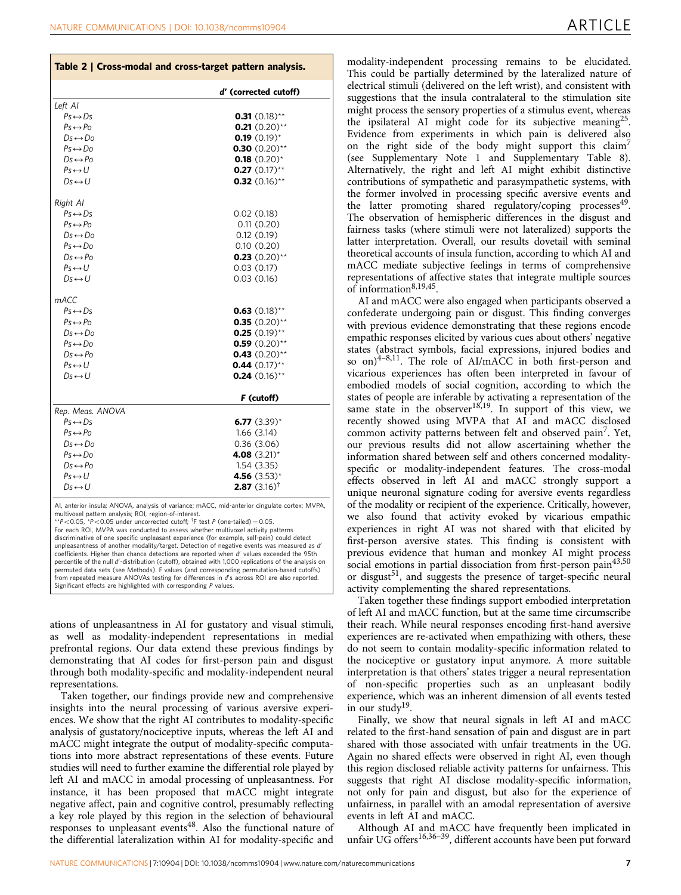**Table 2 | Cross-modal and cross-target pattern analysis.**

| | $d'$ (corrected cutoff) |
|---|---|
| *Left AI* | |
| Ps↔Ds | **0.31** (0.18)** |
| Ps↔Po | **0.21** (0.20)** |
| Ds↔Do | **0.19** (0.19)* |
| Ps↔Do | **0.30** (0.20)** |
| Ds↔Po | **0.18** (0.20)* |
| Ps↔U | **0.27** (0.17)** |
| Ds↔U | **0.32** (0.16)** |
| *Right AI* | |
| Ps↔Ds | 0.02 (0.18) |
| Ps↔Po | 0.11 (0.20) |
| Ds↔Do | 0.12 (0.19) |
| Ps↔Do | 0.10 (0.20) |
| Ds↔Po | **0.23** (0.20)** |
| Ps↔U | 0.03 (0.17) |
| Ds↔U | 0.03 (0.16) |
| *mACC* | |
| Ps↔Ds | **0.63** (0.18)** |
| Ps↔Po | **0.35** (0.20)** |
| Ds↔Do | **0.25** (0.19)** |
| Ps↔Do | **0.59** (0.20)** |
| Ds↔Po | **0.43** (0.20)** |
| Ps↔U | **0.44** (0.17)** |
| Ds↔U | **0.24** (0.16)** |
| | ***F* (cutoff)** |
| Rep. Meas. ANOVA | |
| Ps↔Ds | **6.77** (3.39)* |
| Ps↔Po | 1.66 (3.14) |
| Ds↔Do | 0.36 (3.06) |
| Ps↔Do | **4.08** (3.21)* |
| Ds↔Po | 1.54 (3.35) |
| Ps↔U | **4.56** (3.53)* |
| Ds↔U | **2.87** (3.16)† |

AI, anterior insula; ANOVA, analysis of variance; mACC, mid-anterior cingulate cortex; MVPA, multivoxel pattern analysis; ROI, region-of-interest.
**$P<0.05$, *$P<0.05$ under uncorrected cutoff; †F test $P$ (one-tailed) $=0.05$.
For each ROI, MVPA was conducted to assess whether multivoxel activity patterns discriminative of one specific unpleasant experience (for example, self-pain) could detect unpleasantness of another modality/target. Detection of negative events was measured as $d'$ coefficients. Higher than chance detections are reported when $d'$ values exceeded the 95th percentile of the null $d'$-distribution (cutoff), obtained with 1,000 replications of the analysis on permuted data sets (see Methods). F values (and corresponding permutation-based cutoffs) from repeated measure ANOVAs testing for differences in $d'$s across ROI are also reported. Significant effects are highlighted with corresponding $P$ values.

ations of unpleasantness in AI for gustatory and visual stimuli, as well as modality-independent representations in medial prefrontal regions. Our data extend these previous findings by demonstrating that AI codes for first-person pain and disgust through both modality-specific and modality-independent neural representations.

Taken together, our findings provide new and comprehensive insights into the neural processing of various aversive experiences. We show that the right AI contributes to modality-specific analysis of gustatory/nociceptive inputs, whereas the left AI and mACC might integrate the output of modality-specific computations into more abstract representations of these events. Future studies will need to further examine the differential role played by left AI and mACC in amodal processing of unpleasantness. For instance, it has been proposed that mACC might integrate negative affect, pain and cognitive control, presumably reflecting a key role played by this region in the selection of behavioural responses to unpleasant events[48]. Also the functional nature of the differential lateralization within AI for modality-specific and modality-independent processing remains to be elucidated. This could be partially determined by the lateralized nature of electrical stimuli (delivered on the left wrist), and consistent with suggestions that the insula contralateral to the stimulation site might process the sensory properties of a stimulus event, whereas the ipsilateral AI might code for its subjective meaning[25]. Evidence from experiments in which pain is delivered also on the right side of the body might support this claim[7] (see Supplementary Note 1 and Supplementary Table 8). Alternatively, the right and left AI might exhibit distinctive contributions of sympathetic and parasympathetic systems, with the former involved in processing specific aversive events and the latter promoting shared regulatory/coping processes[49]. The observation of hemispheric differences in the disgust and fairness tasks (where stimuli were not lateralized) supports the latter interpretation. Overall, our results dovetail with seminal theoretical accounts of insula function, according to which AI and mACC mediate subjective feelings in terms of comprehensive representations of affective states that integrate multiple sources of information[8,19,45].

AI and mACC were also engaged when participants observed a confederate undergoing pain or disgust. This finding converges with previous evidence demonstrating that these regions encode empathic responses elicited by various cues about others' negative states (abstract symbols, facial expressions, injured bodies and so on)[4–8,11]. The role of AI/mACC in both first-person and vicarious experiences has often been interpreted in favour of embodied models of social cognition, according to which the states of people are inferable by activating a representation of the same state in the observer[18,19]. In support of this view, we recently showed using MVPA that AI and mACC disclosed common activity patterns between felt and observed pain[7]. Yet, our previous results did not allow ascertaining whether the information shared between self and others concerned modality-specific or modality-independent features. The cross-modal effects observed in left AI and mACC strongly support a unique neuronal signature coding for aversive events regardless of the modality or recipient of the experience. Critically, however, we also found that activity evoked by vicarious empathic experiences in right AI was not shared with that elicited by first-person aversive states. This finding is consistent with previous evidence that human and monkey AI might process social emotions in partial dissociation from first-person pain[43,50] or disgust[51], and suggests the presence of target-specific neural activity complementing the shared representations.

Taken together these findings support embodied interpretation of left AI and mACC function, but at the same time circumscribe their reach. While neural responses encoding first-hand aversive experiences are re-activated when empathizing with others, these do not seem to contain modality-specific information related to the nociceptive or gustatory input anymore. A more suitable interpretation is that others' states trigger a neural representation of non-specific properties such as an unpleasant bodily experience, which was an inherent dimension of all events tested in our study[19].

Finally, we show that neural signals in left AI and mACC related to the first-hand sensation of pain and disgust are in part shared with those associated with unfair treatments in the UG. Again no shared effects were observed in right AI, even though this region disclosed reliable activity patterns for unfairness. This suggests that right AI disclose modality-specific information, not only for pain and disgust, but also for the experience of unfairness, in parallel with an amodal representation of aversive events in left AI and mACC.

Although AI and mACC have frequently been implicated in unfair UG offers[16,36–39], different accounts have been put forward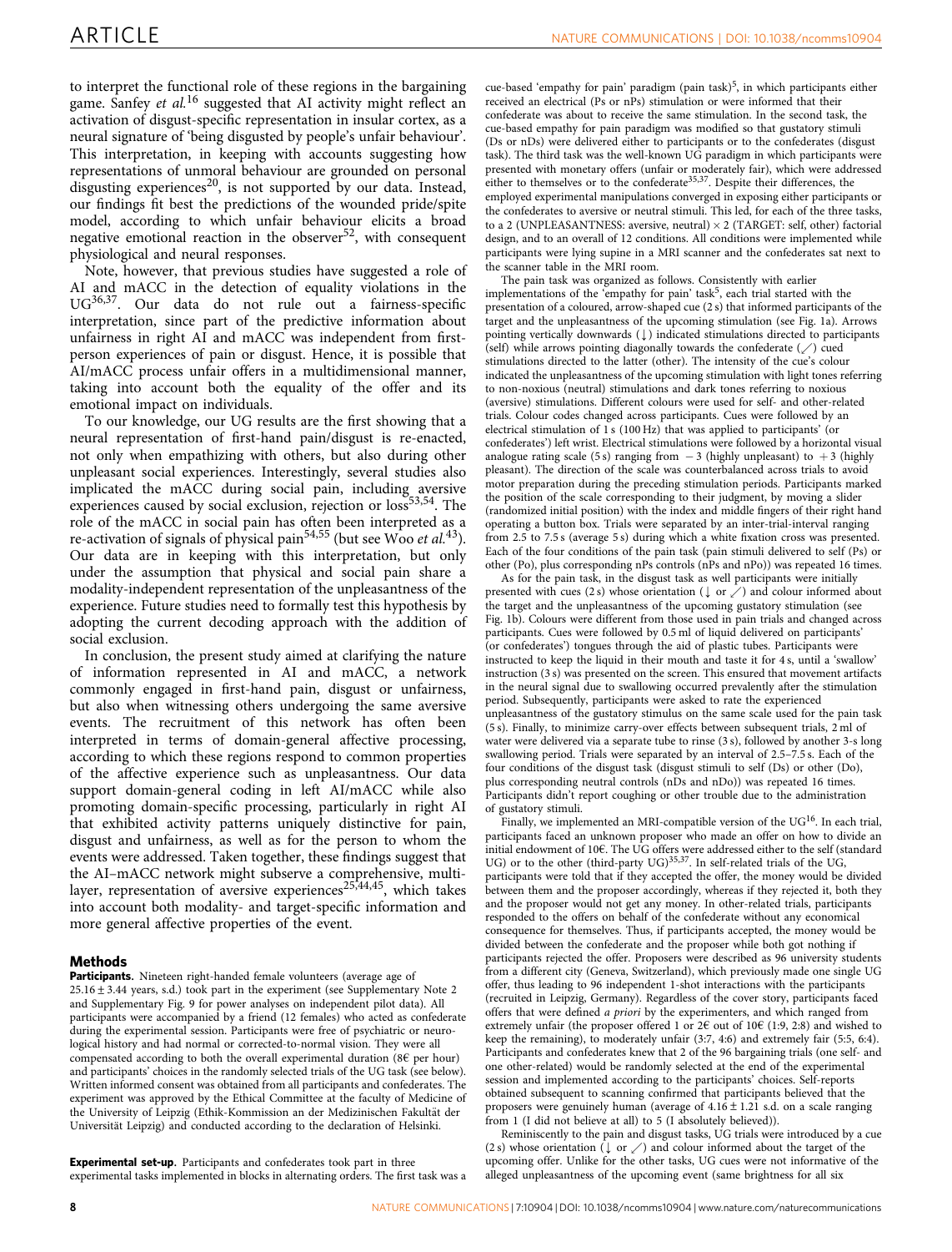to interpret the functional role of these regions in the bargaining game. Sanfey *et al.*[16] suggested that AI activity might reflect an activation of disgust-specific representation in insular cortex, as a neural signature of 'being disgusted by people's unfair behaviour'. This interpretation, in keeping with accounts suggesting how representations of unmoral behaviour are grounded on personal disgusting experiences[20], is not supported by our data. Instead, our findings fit best the predictions of the wounded pride/spite model, according to which unfair behaviour elicits a broad negative emotional reaction in the observer[52], with consequent physiological and neural responses.

Note, however, that previous studies have suggested a role of AI and mACC in the detection of equality violations in the UG[36,37]. Our data do not rule out a fairness-specific interpretation, since part of the predictive information about unfairness in right AI and mACC was independent from first-person experiences of pain or disgust. Hence, it is possible that AI/mACC process unfair offers in a multidimensional manner, taking into account both the equality of the offer and its emotional impact on individuals.

To our knowledge, our UG results are the first showing that a neural representation of first-hand pain/disgust is re-enacted, not only when empathizing with others, but also during other unpleasant social experiences. Interestingly, several studies also implicated the mACC during social pain, including aversive experiences caused by social exclusion, rejection or loss[53,54]. The role of the mACC in social pain has often been interpreted as a re-activation of signals of physical pain[54,55] (but see Woo *et al.*[43]). Our data are in keeping with this interpretation, but only under the assumption that physical and social pain share a modality-independent representation of the unpleasantness of the experience. Future studies need to formally test this hypothesis by adopting the current decoding approach with the addition of social exclusion.

In conclusion, the present study aimed at clarifying the nature of information represented in AI and mACC, a network commonly engaged in first-hand pain, disgust or unfairness, but also when witnessing others undergoing the same aversive events. The recruitment of this network has often been interpreted in terms of domain-general affective processing, according to which these regions respond to common properties of the affective experience such as unpleasantness. Our data support domain-general coding in left AI/mACC while also promoting domain-specific processing, particularly in right AI that exhibited activity patterns uniquely distinctive for pain, disgust and unfairness, as well as for the person to whom the events were addressed. Taken together, these findings suggest that the AI–mACC network might subserve a comprehensive, multi-layer, representation of aversive experiences[25,44,45], which takes into account both modality- and target-specific information and more general affective properties of the event.

## Methods

**Participants.** Nineteen right-handed female volunteers (average age of 25.16 ± 3.44 years, s.d.) took part in the experiment (see Supplementary Note 2 and Supplementary Fig. 9 for power analyses on independent pilot data). All participants were accompanied by a friend (12 females) who acted as confederate during the experimental session. Participants were free of psychiatric or neurological history and had normal or corrected-to-normal vision. They were all compensated according to both the overall experimental duration (8€ per hour) and participants' choices in the randomly selected trials of the UG task (see below). Written informed consent was obtained from all participants and confederates. The experiment was approved by the Ethical Committee at the faculty of Medicine of the University of Leipzig (Ethik-Kommission an der Medizinischen Fakultät der Universität Leipzig) and conducted according to the declaration of Helsinki.

**Experimental set-up.** Participants and confederates took part in three experimental tasks implemented in blocks in alternating orders. The first task was a cue-based 'empathy for pain' paradigm (pain task)[5], in which participants either received an electrical (Ps or nPs) stimulation or were informed that their confederate was about to receive the same stimulation. In the second task, the cue-based empathy for pain paradigm was modified so that gustatory stimuli (Ds or nDs) were delivered either to participants or to the confederates (disgust task). The third task was the well-known UG paradigm in which participants were presented with monetary offers (unfair or moderately fair), which were addressed either to themselves or to the confederate[35,37]. Despite their differences, the employed experimental manipulations converged in exposing either participants or the confederates to aversive or neutral stimuli. This led, for each of the three tasks, to a 2 (UNPLEASANTNESS: aversive, neutral) × 2 (TARGET: self, other) factorial design, and to an overall of 12 conditions. All conditions were implemented while participants were lying supine in a MRI scanner and the confederates sat next to the scanner table in the MRI room.

The pain task was organized as follows. Consistently with earlier implementations of the 'empathy for pain' task[5], each trial started with the presentation of a coloured, arrow-shaped cue (2 s) that informed participants of the target and the unpleasantness of the upcoming stimulation (see Fig. 1a). Arrows pointing vertically downwards (↓) indicated stimulations directed to participants (self) while arrows pointing diagonally towards the confederate (↗) cued stimulations directed to the latter (other). The intensity of the cue's colour indicated the unpleasantness of the upcoming stimulation with light tones referring to non-noxious (neutral) stimulations and dark tones referring to noxious (aversive) stimulations. Different colours were used for self- and other-related trials. Colour codes changed across participants. Cues were followed by an electrical stimulation of 1 s (100 Hz) that was applied to participants' (or confederates') left wrist. Electrical stimulations were followed by a horizontal visual analogue rating scale (5 s) ranging from − 3 (highly unpleasant) to + 3 (highly pleasant). The direction of the scale was counterbalanced across trials to avoid motor preparation during the preceding stimulation periods. Participants marked the position of the scale corresponding to their judgment, by moving a slider (randomized initial position) with the index and middle fingers of their right hand operating a button box. Trials were separated by an inter-trial-interval ranging from 2.5 to 7.5 s (average 5 s) during which a white fixation cross was presented. Each of the four conditions of the pain task (pain stimuli delivered to self (Ps) or other (Po), plus corresponding nPs controls (nPs and nPo)) was repeated 16 times.

As for the pain task, in the disgust task as well participants were initially presented with cues (2 s) whose orientation (↓ or ↗) and colour informed about the target and the unpleasantness of the upcoming gustatory stimulation (see Fig. 1b). Colours were different from those used in pain trials and changed across participants. Cues were followed by 0.5 ml of liquid delivered on participants' (or confederates') tongues through the aid of plastic tubes. Participants were instructed to keep the liquid in their mouth and taste it for 4 s, until a 'swallow' instruction (3 s) was presented on the screen. This ensured that movement artifacts in the neural signal due to swallowing occurred prevalently after the stimulation period. Subsequently, participants were asked to rate the experienced unpleasantness of the gustatory stimulus on the same scale used for the pain task (5 s). Finally, to minimize carry-over effects between subsequent trials, 2 ml of water were delivered via a separate tube to rinse (3 s), followed by another 3-s long swallowing period. Trials were separated by an interval of 2.5–7.5 s. Each of the four conditions of the disgust task (disgust stimuli to self (Ds) or other (Do), plus corresponding neutral controls (nDs and nDo)) was repeated 16 times. Participants didn't report coughing or other trouble due to the administration of gustatory stimuli.

Finally, we implemented an MRI-compatible version of the UG[16]. In each trial, participants faced an unknown proposer who made an offer on how to divide an initial endowment of 10€. The UG offers were addressed either to the self (standard UG) or to the other (third-party UG)[35,37]. In self-related trials of the UG, participants were told that if they accepted the offer, the money would be divided between them and the proposer accordingly, whereas if they rejected it, both they and the proposer would not get any money. In other-related trials, participants responded to the offers on behalf of the confederate without any economical consequence for themselves. Thus, if participants accepted, the money would be divided between the confederate and the proposer while both got nothing if participants rejected the offer. Proposers were described as 96 university students from a different city (Geneva, Switzerland), which previously made one single UG offer, thus leading to 96 independent 1-shot interactions with the participants (recruited in Leipzig, Germany). Regardless of the cover story, participants faced offers that were defined *a priori* by the experimenters, and which ranged from extremely unfair (the proposer offered 1 or 2€ out of 10€ (1:9, 2:8) and wished to keep the remaining), to moderately unfair (3:7, 4:6) and extremely fair (5:5, 6:4). Participants and confederates knew that 2 of the 96 bargaining trials (one self- and one other-related) would be randomly selected at the end of the experimental session and implemented according to the participants' choices. Self-reports obtained subsequent to scanning confirmed that participants believed that the proposers were genuinely human (average of 4.16 ± 1.21 s.d. on a scale ranging from 1 (I did not believe at all) to 5 (I absolutely believed)).

Reminiscently to the pain and disgust tasks, UG trials were introduced by a cue (2 s) whose orientation (↓ or ↗) and colour informed about the target of the upcoming offer. Unlike for the other tasks, UG cues were not informative of the alleged unpleasantness of the upcoming event (same brightness for all six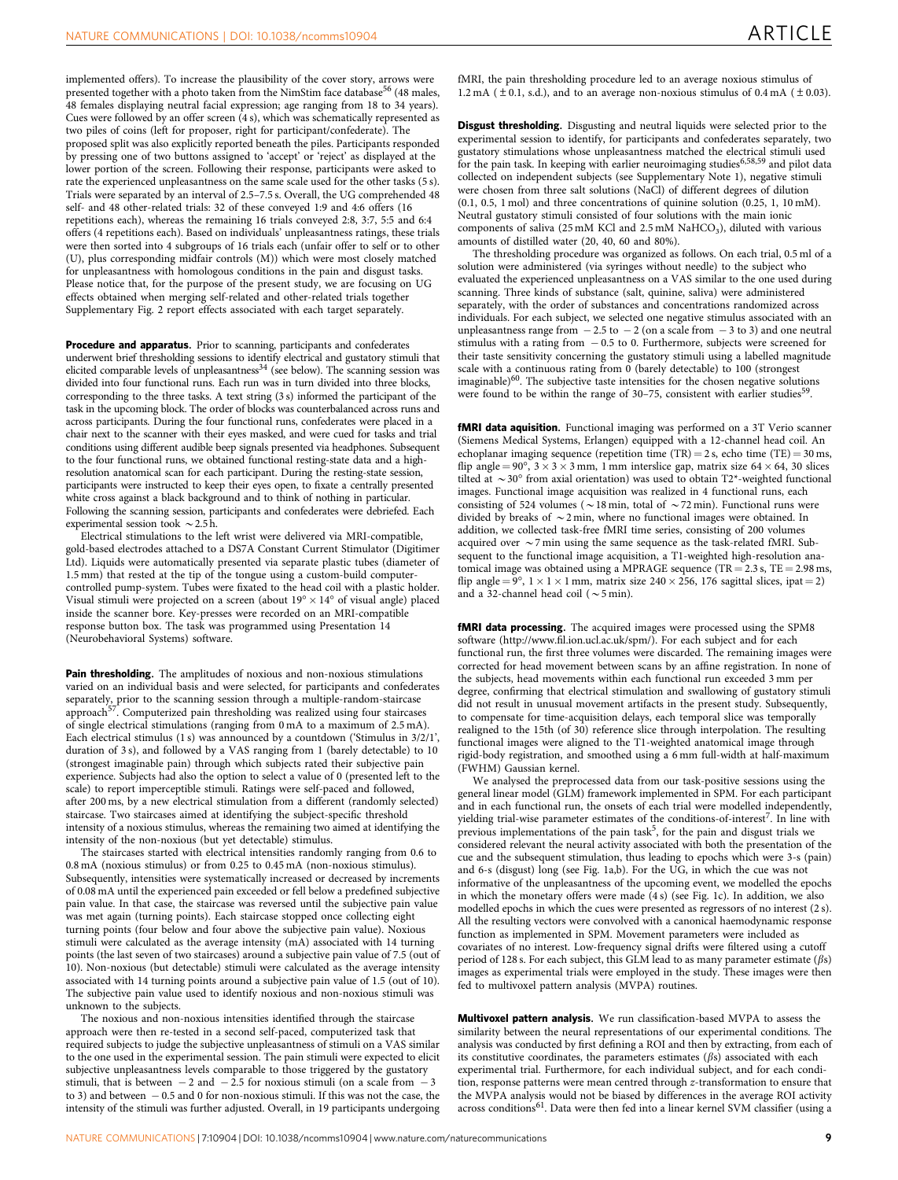implemented offers). To increase the plausibility of the cover story, arrows were presented together with a photo taken from the NimStim face database[56] (48 males, 48 females displaying neutral facial expression; age ranging from 18 to 34 years). Cues were followed by an offer screen (4 s), which was schematically represented as two piles of coins (left for proposer, right for participant/confederate). The proposed split was also explicitly reported beneath the piles. Participants responded by pressing one of two buttons assigned to 'accept' or 'reject' as displayed at the lower portion of the screen. Following their response, participants were asked to rate the experienced unpleasantness on the same scale used for the other tasks (5 s). Trials were separated by an interval of 2.5–7.5 s. Overall, the UG comprehended 48 self- and 48 other-related trials: 32 of these conveyed 1:9 and 4:6 offers (16 repetitions each), whereas the remaining 16 trials conveyed 2:8, 3:7, 5:5 and 6:4 offers (4 repetitions each). Based on individuals' unpleasantness ratings, these trials were then sorted into 4 subgroups of 16 trials each (unfair offer to self or to other (U), plus corresponding midfair controls (M)) which were most closely matched for unpleasantness with homologous conditions in the pain and disgust tasks. Please notice that, for the purpose of the present study, we are focusing on UG effects obtained when merging self-related and other-related trials together Supplementary Fig. 2 report effects associated with each target separately.

**Procedure and apparatus.** Prior to scanning, participants and confederates underwent brief thresholding sessions to identify electrical and gustatory stimuli that elicited comparable levels of unpleasantness[34] (see below). The scanning session was divided into four functional runs. Each run was in turn divided into three blocks, corresponding to the three tasks. A text string (3 s) informed the participant of the task in the upcoming block. The order of blocks was counterbalanced across runs and across participants. During the four functional runs, confederates were placed in a chair next to the scanner with their eyes masked, and were cued for tasks and trial conditions using different audible beep signals presented via headphones. Subsequent to the four functional runs, we obtained functional resting-state data and a high-resolution anatomical scan for each participant. During the resting-state session, participants were instructed to keep their eyes open, to fixate a centrally presented white cross against a black background and to think of nothing in particular. Following the scanning session, participants and confederates were debriefed. Each experimental session took ~2.5 h.

Electrical stimulations to the left wrist were delivered via MRI-compatible, gold-based electrodes attached to a DS7A Constant Current Stimulator (Digitimer Ltd). Liquids were automatically presented via separate plastic tubes (diameter of 1.5 mm) that rested at the tip of the tongue using a custom-build computer-controlled pump-system. Tubes were fixated to the head coil with a plastic holder. Visual stimuli were projected on a screen (about 19° × 14° of visual angle) placed inside the scanner bore. Key-presses were recorded on an MRI-compatible response button box. The task was programmed using Presentation 14 (Neurobehavioral Systems) software.

**Pain thresholding.** The amplitudes of noxious and non-noxious stimulations varied on an individual basis and were selected, for participants and confederates separately, prior to the scanning session through a multiple-random-staircase approach[57]. Computerized pain thresholding was realized using four staircases of single electrical stimulations (ranging from 0 mA to a maximum of 2.5 mA). Each electrical stimulus (1 s) was announced by a countdown ('Stimulus in 3/2/1', duration of 3 s), and followed by a VAS ranging from 1 (barely detectable) to 10 (strongest imaginable pain) through which subjects rated their subjective pain experience. Subjects had also the option to select a value of 0 (presented left to the scale) to report imperceptible stimuli. Ratings were self-paced and followed, after 200 ms, by a new electrical stimulation from a different (randomly selected) staircase. Two staircases aimed at identifying the subject-specific threshold intensity of a noxious stimulus, whereas the remaining two aimed at identifying the intensity of the non-noxious (but yet detectable) stimulus.

The staircases started with electrical intensities randomly ranging from 0.6 to 0.8 mA (noxious stimulus) or from 0.25 to 0.45 mA (non-noxious stimulus). Subsequently, intensities were systematically increased or decreased by increments of 0.08 mA until the experienced pain exceeded or fell below a predefined subjective pain value. In that case, the staircase was reversed until the subjective pain value was met again (turning points). Each staircase stopped once collecting eight turning points (four below and four above the subjective pain value). Noxious stimuli were calculated as the average intensity (mA) associated with 14 turning points (the last seven of two staircases) around a subjective pain value of 7.5 (out of 10). Non-noxious (but detectable) stimuli were calculated as the average intensity associated with 14 turning points around a subjective pain value of 1.5 (out of 10). The subjective pain value used to identify noxious and non-noxious stimuli was unknown to the subjects.

The noxious and non-noxious intensities identified through the staircase approach were then re-tested in a second self-paced, computerized task that required subjects to judge the subjective unpleasantness of stimuli on a VAS similar to the one used in the experimental session. The pain stimuli were expected to elicit subjective unpleasantness levels comparable to those triggered by the gustatory stimuli, that is between −2 and −2.5 for noxious stimuli (on a scale from −3 to 3) and between −0.5 and 0 for non-noxious stimuli. If this was not the case, the intensity of the stimuli was further adjusted. Overall, in 19 participants undergoing fMRI, the pain thresholding procedure led to an average noxious stimulus of 1.2 mA (±0.1, s.d.), and to an average non-noxious stimulus of 0.4 mA (±0.03).

**Disgust thresholding.** Disgusting and neutral liquids were selected prior to the experimental session to identify, for participants and confederates separately, two gustatory stimulations whose unpleasantness matched the electrical stimuli used for the pain task. In keeping with earlier neuroimaging studies[6,58,59] and pilot data collected on independent subjects (see Supplementary Note 1), negative stimuli were chosen from three salt solutions (NaCl) of different degrees of dilution (0.1, 0.5, 1 mol) and three concentrations of quinine solution (0.25, 1, 10 mM). Neutral gustatory stimuli consisted of four solutions with the main ionic components of saliva (25 mM KCl and 2.5 mM $NaHCO_3$), diluted with various amounts of distilled water (20, 40, 60 and 80%).

The thresholding procedure was organized as follows. On each trial, 0.5 ml of a solution were administered (via syringes without needle) to the subject who evaluated the experienced unpleasantness on a VAS similar to the one used during scanning. Three kinds of substance (salt, quinine, saliva) were administered separately, with the order of substances and concentrations randomized across individuals. For each subject, we selected one negative stimulus associated with an unpleasantness range from −2.5 to −2 (on a scale from −3 to 3) and one neutral stimulus with a rating from −0.5 to 0. Furthermore, subjects were screened for their taste sensitivity concerning the gustatory stimuli using a labelled magnitude scale with a continuous rating from 0 (barely detectable) to 100 (strongest imaginable)[60]. The subjective taste intensities for the chosen negative solutions were found to be within the range of 30–75, consistent with earlier studies[59].

**fMRI data aquisition.** Functional imaging was performed on a 3T Verio scanner (Siemens Medical Systems, Erlangen) equipped with a 12-channel head coil. An echoplanar imaging sequence (repetition time (TR) = 2 s, echo time (TE) = 30 ms, flip angle = 90°, 3 × 3 × 3 mm, 1 mm interslice gap, matrix size 64 × 64, 30 slices tilted at ~30° from axial orientation) was used to obtain T2*-weighted functional images. Functional image acquisition was realized in 4 functional runs, each consisting of 524 volumes (~18 min, total of ~72 min). Functional runs were divided by breaks of ~2 min, where no functional images were obtained. In addition, we collected task-free fMRI time series, consisting of 200 volumes acquired over ~7 min using the same sequence as the task-related fMRI. Subsequent to the functional image acquisition, a T1-weighted high-resolution anatomical image was obtained using a MPRAGE sequence (TR = 2.3 s, TE = 2.98 ms, flip angle = 9°, 1 × 1 × 1 mm, matrix size 240 × 256, 176 sagittal slices, ipat = 2) and a 32-channel head coil (~5 min).

**fMRI data processing.** The acquired images were processed using the SPM8 software (http://www.fil.ion.ucl.ac.uk/spm/). For each subject and for each functional run, the first three volumes were discarded. The remaining images were corrected for head movement between scans by an affine registration. In none of the subjects, head movements within each functional run exceeded 3 mm per degree, confirming that electrical stimulation and swallowing of gustatory stimuli did not result in unusual movement artifacts in the present study. Subsequently, to compensate for time-acquisition delays, each temporal slice was temporally realigned to the 15th (of 30) reference slice through interpolation. The resulting functional images were aligned to the T1-weighted anatomical image through rigid-body registration, and smoothed using a 6 mm full-width at half-maximum (FWHM) Gaussian kernel.

We analysed the preprocessed data from our task-positive sessions using the general linear model (GLM) framework implemented in SPM. For each participant and in each functional run, the onsets of each trial were modelled independently, yielding trial-wise parameter estimates of the conditions-of-interest[7]. In line with previous implementations of the pain task[5], for the pain and disgust trials we considered relevant the neural activity associated with both the presentation of the cue and the subsequent stimulation, thus leading to epochs which were 3-s (pain) and 6-s (disgust) long (see Fig. 1a,b). For the UG, in which the cue was not informative of the unpleasantness of the upcoming event, we modelled the epochs in which the monetary offers were made (4 s) (see Fig. 1c). In addition, we also modelled epochs in which the cues were presented as regressors of no interest (2 s). All the resulting vectors were convolved with a canonical haemodynamic response function as implemented in SPM. Movement parameters were included as covariates of no interest. Low-frequency signal drifts were filtered using a cutoff period of 128 s. For each subject, this GLM lead to as many parameter estimate ($\beta$s) images as experimental trials were employed in the study. These images were then fed to multivoxel pattern analysis (MVPA) routines.

**Multivoxel pattern analysis.** We run classification-based MVPA to assess the similarity between the neural representations of our experimental conditions. The analysis was conducted by first defining a ROI and then by extracting, from each of its constitutive coordinates, the parameters estimates ($\beta$s) associated with each experimental trial. Furthermore, for each individual subject, and for each condition, response patterns were mean centred through z-transformation to ensure that the MVPA analysis would not be biased by differences in the average ROI activity across conditions[61]. Data were then fed into a linear kernel SVM classifier (using a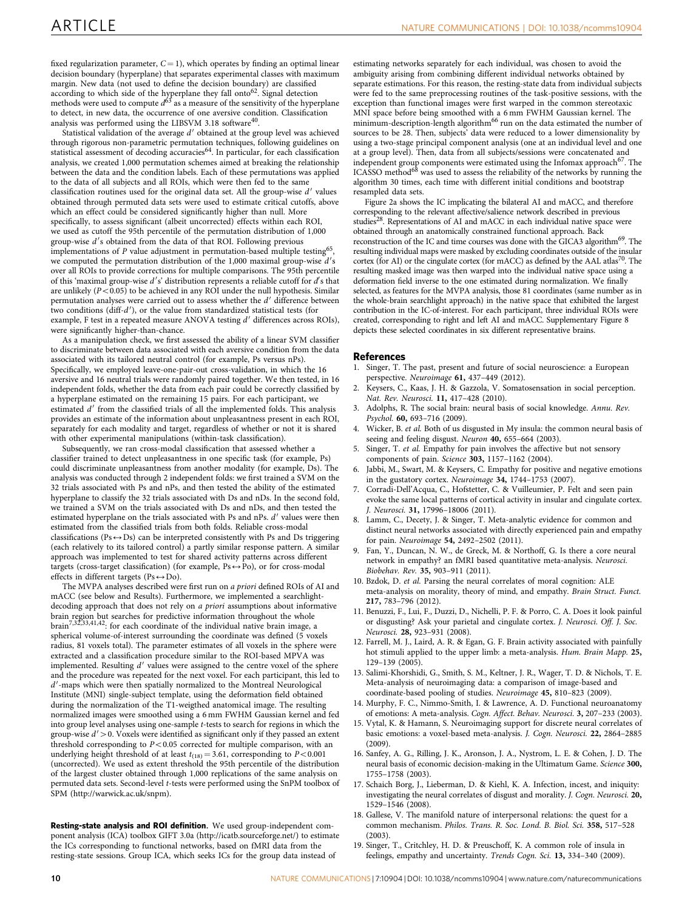fixed regularization parameter, $C=1$), which operates by finding an optimal linear decision boundary (hyperplane) that separates experimental classes with maximum margin. New data (not used to define the decision boundary) are classified according to which side of the hyperplane they fall onto[62]. Signal detection methods were used to compute $d'$[63] as a measure of the sensitivity of the hyperplane to detect, in new data, the occurrence of one aversive condition. Classification analysis was performed using the LIBSVM 3.18 software[40].

Statistical validation of the average $d'$ obtained at the group level was achieved through rigorous non-parametric permutation techniques, following guidelines on statistical assessment of decoding accuracies[64]. In particular, for each classification analysis, we created 1,000 permutation schemes aimed at breaking the relationship between the data and the condition labels. Each of these permutations was applied to the data of all subjects and all ROIs, which were then fed to the same classification routines used for the original data set. All the group-wise $d'$ values obtained through permuted data sets were used to estimate critical cutoffs, above which an effect could be considered significantly higher than null. More specifically, to assess significant (albeit uncorrected) effects within each ROI, we used as cutoff the 95th percentile of the permutation distribution of 1,000 group-wise $d'$s obtained from the data of that ROI. Following previous implementations of $P$ value adjustment in permutation-based multiple testing[65], we computed the permutation distribution of the 1,000 maximal group-wise $d'$s over all ROIs to provide corrections for multiple comparisons. The 95th percentile of this 'maximal group-wise $d'$s' distribution represents a reliable cutoff for $d'$s that are unlikely ($P<0.05$) to be achieved in any ROI under the null hypothesis. Similar permutation analyses were carried out to assess whether the $d'$ difference between two conditions (diff-$d'$), or the value from standardized statistical tests (for example, F test in a repeated measure ANOVA testing $d'$ differences across ROIs), were significantly higher-than-chance.

As a manipulation check, we first assessed the ability of a linear SVM classifier to discriminate between data associated with each aversive condition from the data associated with its tailored neutral control (for example, Ps versus nPs). Specifically, we employed leave-one-pair-out cross-validation, in which the 16 aversive and 16 neutral trials were randomly paired together. We then tested, in 16 independent folds, whether the data from each pair could be correctly classified by a hyperplane estimated on the remaining 15 pairs. For each participant, we estimated $d'$ from the classified trials of all the implemented folds. This analysis provides an estimate of the information about unpleasantness present in each ROI, separately for each modality and target, regardless of whether or not it is shared with other experimental manipulations (within-task classification).

Subsequently, we ran cross-modal classification that assessed whether a classifier trained to detect unpleasantness in one specific task (for example, Ps) could discriminate unpleasantness from another modality (for example, Ds). The analysis was conducted through 2 independent folds: we first trained a SVM on the 32 trials associated with Ps and nPs, and then tested the ability of the estimated hyperplane to classify the 32 trials associated with Ds and nDs. In the second fold, we trained a SVM on the trials associated with Ds and nDs, and then tested the estimated hyperplane on the trials associated with Ps and nPs. $d'$ values were then estimated from the classified trials from both folds. Reliable cross-modal classifications (Ps↔Ds) can be interpreted consistently with Ps and Ds triggering (each relatively to its tailored control) a partly similar response pattern. A similar approach was implemented to test for shared activity patterns across different targets (cross-target classification) (for example, Ps↔Po), or for cross-modal effects in different targets (Ps↔Do).

The MVPA analyses described were first run on *a priori* defined ROIs of AI and mACC (see below and Results). Furthermore, we implemented a searchlight-decoding approach that does not rely on *a priori* assumptions about informative brain region but searches for predictive information throughout the whole brain[7,32,33,41,42]: for each coordinate of the individual native brain image, a spherical volume-of-interest surrounding the coordinate was defined (5 voxels radius, 81 voxels total). The parameter estimates of all voxels in the sphere were extracted and a classification procedure similar to the ROI-based MPVA was implemented. Resulting $d'$ values were assigned to the centre voxel of the sphere and the procedure was repeated for the next voxel. For each participant, this led to $d'$-maps which were then spatially normalized to the Montreal Neurological Institute (MNI) single-subject template, using the deformation field obtained during the normalization of the T1-weigthed anatomical image. The resulting normalized images were smoothed using a 6 mm FWHM Gaussian kernel and fed into group level analyses using one-sample $t$-tests to search for regions in which the group-wise $d'>0$. Voxels were identified as significant only if they passed an extent threshold corresponding to $P<0.05$ corrected for multiple comparison, with an underlying height threshold of at least $t_{(18)}=3.61$, corresponding to $P<0.001$ (uncorrected). We used as extent threshold the 95th percentile of the distribution of the largest cluster obtained through 1,000 replications of the same analysis on permuted data sets. Second-level $t$-tests were performed using the SnPM toolbox of SPM (http://warwick.ac.uk/snpm).

**Resting-state analysis and ROI definition.** We used group-independent component analysis (ICA) toolbox GIFT 3.0a (http://icatb.sourceforge.net/) to estimate the ICs corresponding to functional networks, based on fMRI data from the resting-state sessions. Group ICA, which seeks ICs for the group data instead of estimating networks separately for each individual, was chosen to avoid the ambiguity arising from combining different individual networks obtained by separate estimations. For this reason, the resting-state data from individual subjects were fed to the same preprocessing routines of the task-positive sessions, with the exception than functional images were first warped in the common stereotaxic MNI space before being smoothed with a 6 mm FWHM Gaussian kernel. The minimum-description-length algorithm[66] run on the data estimated the number of sources to be 28. Then, subjects' data were reduced to a lower dimensionality by using a two-stage principal component analysis (one at an individual level and one at a group level). Then, data from all subjects/sessions were concatenated and independent group components were estimated using the Infomax approach[67]. The ICASSO method[68] was used to assess the reliability of the networks by running the algorithm 30 times, each time with different initial conditions and bootstrap resampled data sets.

Figure 2a shows the IC implicating the bilateral AI and mACC, and therefore corresponding to the relevant affective/salience network described in previous studies[28]. Representations of AI and mACC in each individual native space were obtained through an anatomically constrained functional approach. Back reconstruction of the IC and time courses was done with the GICA3 algorithm[69]. The resulting individual maps were masked by excluding coordinates outside of the insular cortex (for AI) or the cingulate cortex (for mACC) as defined by the AAL atlas[70]. The resulting masked image was then warped into the individual native space using a deformation field inverse to the one estimated during normalization. We finally selected, as features for the MVPA analysis, those 81 coordinates (same number as in the whole-brain searchlight approach) in the native space that exhibited the largest contribution in the IC-of-interest. For each participant, three individual ROIs were created, corresponding to right and left AI and mACC. Supplementary Figure 8 depicts these selected coordinates in six different representative brains.

## References

1. Singer, T. The past, present and future of social neuroscience: a European perspective. *Neuroimage* **61,** 437–449 (2012).
2. Keysers, C., Kaas, J. H. & Gazzola, V. Somatosensation in social perception. *Nat. Rev. Neurosci.* **11,** 417–428 (2010).
3. Adolphs, R. The social brain: neural basis of social knowledge. *Annu. Rev. Psychol.* **60,** 693–716 (2009).
4. Wicker, B. *et al.* Both of us disgusted in My insula: the common neural basis of seeing and feeling disgust. *Neuron* **40,** 655–664 (2003).
5. Singer, T. *et al.* Empathy for pain involves the affective but not sensory components of pain. *Science* **303,** 1157–1162 (2004).
6. Jabbi, M., Swart, M. & Keysers, C. Empathy for positive and negative emotions in the gustatory cortex. *Neuroimage* **34,** 1744–1753 (2007).
7. Corradi-Dell'Acqua, C., Hofstetter, C. & Vuilleumier, P. Felt and seen pain evoke the same local patterns of cortical activity in insular and cingulate cortex. *J. Neurosci.* **31,** 17996–18006 (2011).
8. Lamm, C., Decety, J. & Singer, T. Meta-analytic evidence for common and distinct neural networks associated with directly experienced pain and empathy for pain. *Neuroimage* **54,** 2492–2502 (2011).
9. Fan, Y., Duncan, N. W., de Greck, M. & Northoff, G. Is there a core neural network in empathy? an fMRI based quantitative meta-analysis. *Neurosci. Biobehav. Rev.* **35,** 903–911 (2011).
10. Bzdok, D. *et al.* Parsing the neural correlates of moral cognition: ALE meta-analysis on morality, theory of mind, and empathy. *Brain Struct. Funct.* **217,** 783–796 (2012).
11. Benuzzi, F., Lui, F., Duzzi, D., Nichelli, P. F. & Porro, C. A. Does it look painful or disgusting? Ask your parietal and cingulate cortex. *J. Neurosci. Off. J. Soc. Neurosci.* **28,** 923–931 (2008).
12. Farrell, M. J., Laird, A. R. & Egan, G. F. Brain activity associated with painfully hot stimuli applied to the upper limb: a meta-analysis. *Hum. Brain Mapp.* **25,** 129–139 (2005).
13. Salimi-Khorshidi, G., Smith, S. M., Keltner, J. R., Wager, T. D. & Nichols, T. E. Meta-analysis of neuroimaging data: a comparison of image-based and coordinate-based pooling of studies. *Neuroimage* **45,** 810–823 (2009).
14. Murphy, F. C., Nimmo-Smith, I. & Lawrence, A. D. Functional neuroanatomy of emotions: A meta-analysis. *Cogn. Affect. Behav. Neurosci.* **3,** 207–233 (2003).
15. Vytal, K. & Hamann, S. Neuroimaging support for discrete neural correlates of basic emotions: a voxel-based meta-analysis. *J. Cogn. Neurosci.* **22,** 2864–2885 (2009).
16. Sanfey, A. G., Rilling, J. K., Aronson, J. A., Nystrom, L. E. & Cohen, J. D. The neural basis of economic decision-making in the Ultimatum Game. *Science* **300,** 1755–1758 (2003).
17. Schaich Borg, J., Lieberman, D. & Kiehl, K. A. Infection, incest, and iniquity: investigating the neural correlates of disgust and morality. *J. Cogn. Neurosci.* **20,** 1529–1546 (2008).
18. Gallese, V. The manifold nature of interpersonal relations: the quest for a common mechanism. *Philos. Trans. R. Soc. Lond. B. Biol. Sci.* **358,** 517–528 (2003).
19. Singer, T., Critchley, H. D. & Preuschoff, K. A common role of insula in feelings, empathy and uncertainty. *Trends Cogn. Sci.* **13,** 334–340 (2009).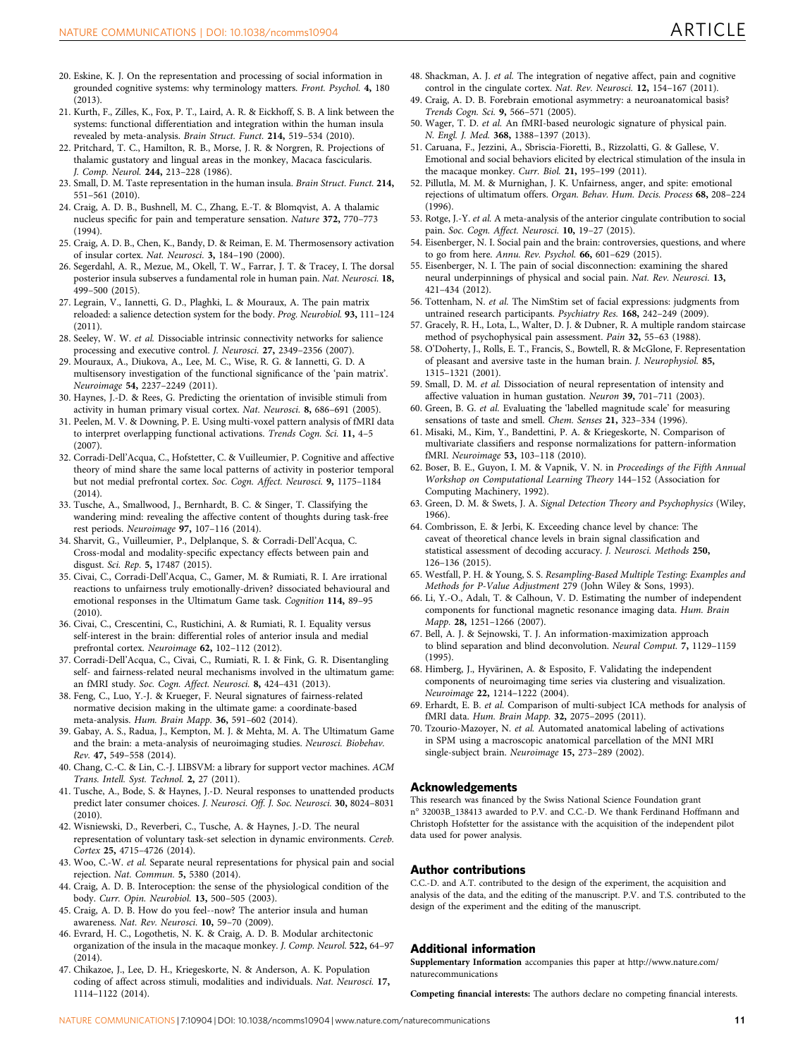20. Eskine, K. J. On the representation and processing of social information in grounded cognitive systems: why terminology matters. *Front. Psychol.* **4,** 180 (2013).
21. Kurth, F., Zilles, K., Fox, P. T., Laird, A. R. & Eickhoff, S. B. A link between the systems: functional differentiation and integration within the human insula revealed by meta-analysis. *Brain Struct. Funct.* **214,** 519–534 (2010).
22. Pritchard, T. C., Hamilton, R. B., Morse, J. R. & Norgren, R. Projections of thalamic gustatory and lingual areas in the monkey, Macaca fascicularis. *J. Comp. Neurol.* **244,** 213–228 (1986).
23. Small, D. M. Taste representation in the human insula. *Brain Struct. Funct.* **214,** 551–561 (2010).
24. Craig, A. D. B., Bushnell, M. C., Zhang, E.-T. & Blomqvist, A. A thalamic nucleus specific for pain and temperature sensation. *Nature* **372,** 770–773 (1994).
25. Craig, A. D. B., Chen, K., Bandy, D. & Reiman, E. M. Thermosensory activation of insular cortex. *Nat. Neurosci.* **3,** 184–190 (2000).
26. Segerdahl, A. R., Mezue, M., Okell, T. W., Farrar, J. T. & Tracey, I. The dorsal posterior insula subserves a fundamental role in human pain. *Nat. Neurosci.* **18,** 499–500 (2015).
27. Legrain, V., Iannetti, G. D., Plaghki, L. & Mouraux, A. The pain matrix reloaded: a salience detection system for the body. *Prog. Neurobiol.* **93,** 111–124 (2011).
28. Seeley, W. W. *et al.* Dissociable intrinsic connectivity networks for salience processing and executive control. *J. Neurosci.* **27,** 2349–2356 (2007).
29. Mouraux, A., Diukova, A., Lee, M. C., Wise, R. G. & Iannetti, G. D. A multisensory investigation of the functional significance of the 'pain matrix'. *Neuroimage* **54,** 2237–2249 (2011).
30. Haynes, J.-D. & Rees, G. Predicting the orientation of invisible stimuli from activity in human primary visual cortex. *Nat. Neurosci.* **8,** 686–691 (2005).
31. Peelen, M. V. & Downing, P. E. Using multi-voxel pattern analysis of fMRI data to interpret overlapping functional activations. *Trends Cogn. Sci.* **11,** 4–5 (2007).
32. Corradi-Dell'Acqua, C., Hofstetter, C. & Vuilleumier, P. Cognitive and affective theory of mind share the same local patterns of activity in posterior temporal but not medial prefrontal cortex. *Soc. Cogn. Affect. Neurosci.* **9,** 1175–1184 (2014).
33. Tusche, A., Smallwood, J., Bernhardt, B. C. & Singer, T. Classifying the wandering mind: revealing the affective content of thoughts during task-free rest periods. *Neuroimage* **97,** 107–116 (2014).
34. Sharvit, G., Vuilleumier, P., Delplanque, S. & Corradi-Dell'Acqua, C. Cross-modal and modality-specific expectancy effects between pain and disgust. *Sci. Rep.* **5,** 17487 (2015).
35. Civai, C., Corradi-Dell'Acqua, C., Gamer, M. & Rumiati, R. I. Are irrational reactions to unfairness truly emotionally-driven? dissociated behavioural and emotional responses in the Ultimatum Game task. *Cognition* **114,** 89–95 (2010).
36. Civai, C., Crescentini, C., Rustichini, A. & Rumiati, R. I. Equality versus self-interest in the brain: differential roles of anterior insula and medial prefrontal cortex. *Neuroimage* **62,** 102–112 (2012).
37. Corradi-Dell'Acqua, C., Civai, C., Rumiati, R. I. & Fink, G. R. Disentangling self- and fairness-related neural mechanisms involved in the ultimatum game: an fMRI study. *Soc. Cogn. Affect. Neurosci.* **8,** 424–431 (2013).
38. Feng, C., Luo, Y.-J. & Krueger, F. Neural signatures of fairness-related normative decision making in the ultimate game: a coordinate-based meta-analysis. *Hum. Brain Mapp.* **36,** 591–602 (2014).
39. Gabay, A. S., Radua, J., Kempton, M. J. & Mehta, M. A. The Ultimatum Game and the brain: a meta-analysis of neuroimaging studies. *Neurosci. Biobehav. Rev.* **47,** 549–558 (2014).
40. Chang, C.-C. & Lin, C.-J. LIBSVM: a library for support vector machines. *ACM Trans. Intell. Syst. Technol.* **2,** 27 (2011).
41. Tusche, A., Bode, S. & Haynes, J.-D. Neural responses to unattended products predict later consumer choices. *J. Neurosci. Off. J. Soc. Neurosci.* **30,** 8024–8031 (2010).
42. Wisniewski, D., Reverberi, C., Tusche, A. & Haynes, J.-D. The neural representation of voluntary task-set selection in dynamic environments. *Cereb. Cortex* **25,** 4715–4726 (2014).
43. Woo, C.-W. *et al.* Separate neural representations for physical pain and social rejection. *Nat. Commun.* **5,** 5380 (2014).
44. Craig, A. D. B. Interoception: the sense of the physiological condition of the body. *Curr. Opin. Neurobiol.* **13,** 500–505 (2003).
45. Craig, A. D. B. How do you feel--now? The anterior insula and human awareness. *Nat. Rev. Neurosci.* **10,** 59–70 (2009).
46. Evrard, H. C., Logothetis, N. K. & Craig, A. D. B. Modular architectonic organization of the insula in the macaque monkey. *J. Comp. Neurol.* **522,** 64–97 (2014).
47. Chikazoe, J., Lee, D. H., Kriegeskorte, N. & Anderson, A. K. Population coding of affect across stimuli, modalities and individuals. *Nat. Neurosci.* **17,** 1114–1122 (2014).
48. Shackman, A. J. *et al.* The integration of negative affect, pain and cognitive control in the cingulate cortex. *Nat. Rev. Neurosci.* **12,** 154–167 (2011).
49. Craig, A. D. B. Forebrain emotional asymmetry: a neuroanatomical basis? *Trends Cogn. Sci.* **9,** 566–571 (2005).
50. Wager, T. D. *et al.* An fMRI-based neurologic signature of physical pain. *N. Engl. J. Med.* **368,** 1388–1397 (2013).
51. Caruana, F., Jezzini, A., Sbriscia-Fioretti, B., Rizzolatti, G. & Gallese, V. Emotional and social behaviors elicited by electrical stimulation of the insula in the macaque monkey. *Curr. Biol.* **21,** 195–199 (2011).
52. Pillutla, M. M. & Murnighan, J. K. Unfairness, anger, and spite: emotional rejections of ultimatum offers. *Organ. Behav. Hum. Decis. Process* **68,** 208–224 (1996).
53. Rotge, J.-Y. *et al.* A meta-analysis of the anterior cingulate contribution to social pain. *Soc. Cogn. Affect. Neurosci.* **10,** 19–27 (2015).
54. Eisenberger, N. I. Social pain and the brain: controversies, questions, and where to go from here. *Annu. Rev. Psychol.* **66,** 601–629 (2015).
55. Eisenberger, N. I. The pain of social disconnection: examining the shared neural underpinnings of physical and social pain. *Nat. Rev. Neurosci.* **13,** 421–434 (2012).
56. Tottenham, N. *et al.* The NimStim set of facial expressions: judgments from untrained research participants. *Psychiatry Res.* **168,** 242–249 (2009).
57. Gracely, R. H., Lota, L., Walter, D. J. & Dubner, R. A multiple random staircase method of psychophysical pain assessment. *Pain* **32,** 55–63 (1988).
58. O'Doherty, J., Rolls, E. T., Francis, S., Bowtell, R. & McGlone, F. Representation of pleasant and aversive taste in the human brain. *J. Neurophysiol.* **85,** 1315–1321 (2001).
59. Small, D. M. *et al.* Dissociation of neural representation of intensity and affective valuation in human gustation. *Neuron* **39,** 701–711 (2003).
60. Green, B. G. *et al.* Evaluating the 'labelled magnitude scale' for measuring sensations of taste and smell. *Chem. Senses* **21,** 323–334 (1996).
61. Misaki, M., Kim, Y., Bandettini, P. A. & Kriegeskorte, N. Comparison of multivariate classifiers and response normalizations for pattern-information fMRI. *Neuroimage* **53,** 103–118 (2010).
62. Boser, B. E., Guyon, I. M. & Vapnik, V. N. in *Proceedings of the Fifth Annual Workshop on Computational Learning Theory* 144–152 (Association for Computing Machinery, 1992).
63. Green, D. M. & Swets, J. A. *Signal Detection Theory and Psychophysics* (Wiley, 1966).
64. Combrisson, E. & Jerbi, K. Exceeding chance level by chance: The caveat of theoretical chance levels in brain signal classification and statistical assessment of decoding accuracy. *J. Neurosci. Methods* **250,** 126–136 (2015).
65. Westfall, P. H. & Young, S. S. *Resampling-Based Multiple Testing: Examples and Methods for P-Value Adjustment* 279 (John Wiley & Sons, 1993).
66. Li, Y.-O., Adalı, T. & Calhoun, V. D. Estimating the number of independent components for functional magnetic resonance imaging data. *Hum. Brain Mapp.* **28,** 1251–1266 (2007).
67. Bell, A. J. & Sejnowski, T. J. An information-maximization approach to blind separation and blind deconvolution. *Neural Comput.* **7,** 1129–1159 (1995).
68. Himberg, J., Hyvärinen, A. & Esposito, F. Validating the independent components of neuroimaging time series via clustering and visualization. *Neuroimage* **22,** 1214–1222 (2004).
69. Erhardt, E. B. *et al.* Comparison of multi-subject ICA methods for analysis of fMRI data. *Hum. Brain Mapp.* **32,** 2075–2095 (2011).
70. Tzourio-Mazoyer, N. *et al.* Automated anatomical labeling of activations in SPM using a macroscopic anatomical parcellation of the MNI MRI single-subject brain. *Neuroimage* **15,** 273–289 (2002).

## Acknowledgements

This research was financed by the Swiss National Science Foundation grant n° 32003B_138413 awarded to P.V. and C.C.-D. We thank Ferdinand Hoffmann and Christoph Hofstetter for the assistance with the acquisition of the independent pilot data used for power analysis.

## Author contributions

C.C.-D. and A.T. contributed to the design of the experiment, the acquisition and analysis of the data, and the editing of the manuscript. P.V. and T.S. contributed to the design of the experiment and the editing of the manuscript.

## Additional information

**Supplementary Information** accompanies this paper at http://www.nature.com/naturecommunications

**Competing financial interests:** The authors declare no competing financial interests.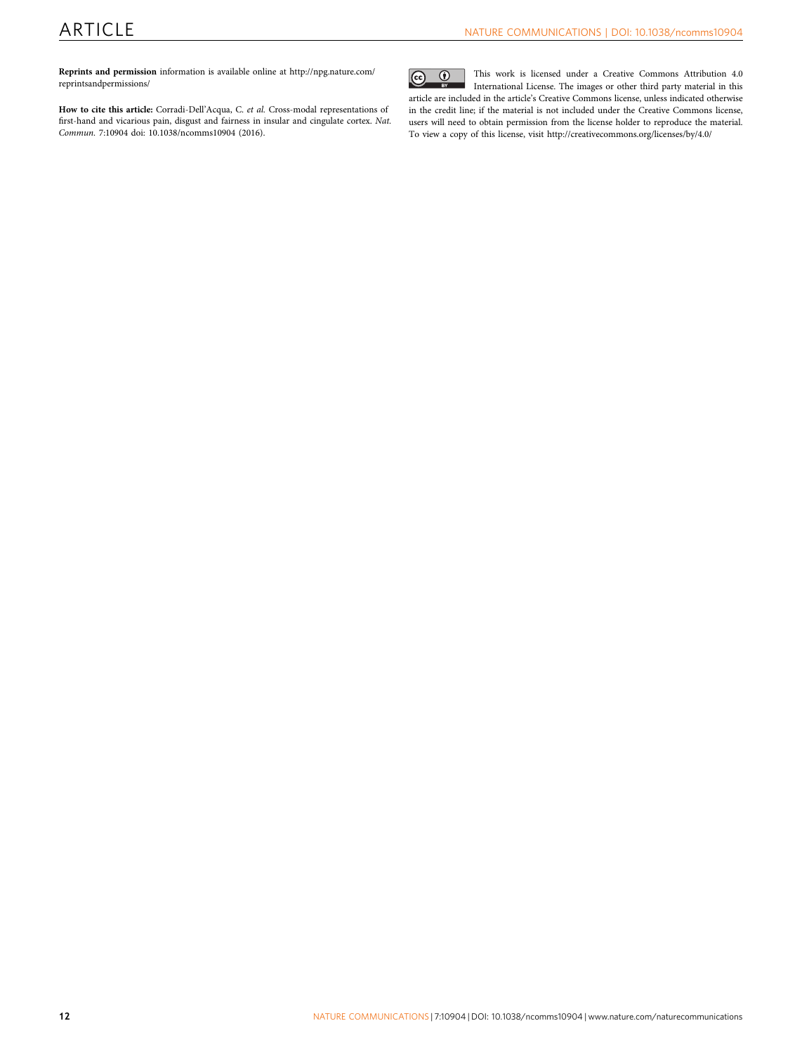**Reprints and permission** information is available online at http://npg.nature.com/reprintsandpermissions/

**How to cite this article:** Corradi-Dell'Acqua, C. *et al.* Cross-modal representations of first-hand and vicarious pain, disgust and fairness in insular and cingulate cortex. *Nat. Commun.* 7:10904 doi: 10.1038/ncomms10904 (2016).

This work is licensed under a Creative Commons Attribution 4.0 International License. The images or other third party material in this article are included in the article's Creative Commons license, unless indicated otherwise in the credit line; if the material is not included under the Creative Commons license, users will need to obtain permission from the license holder to reproduce the material. To view a copy of this license, visit http://creativecommons.org/licenses/by/4.0/